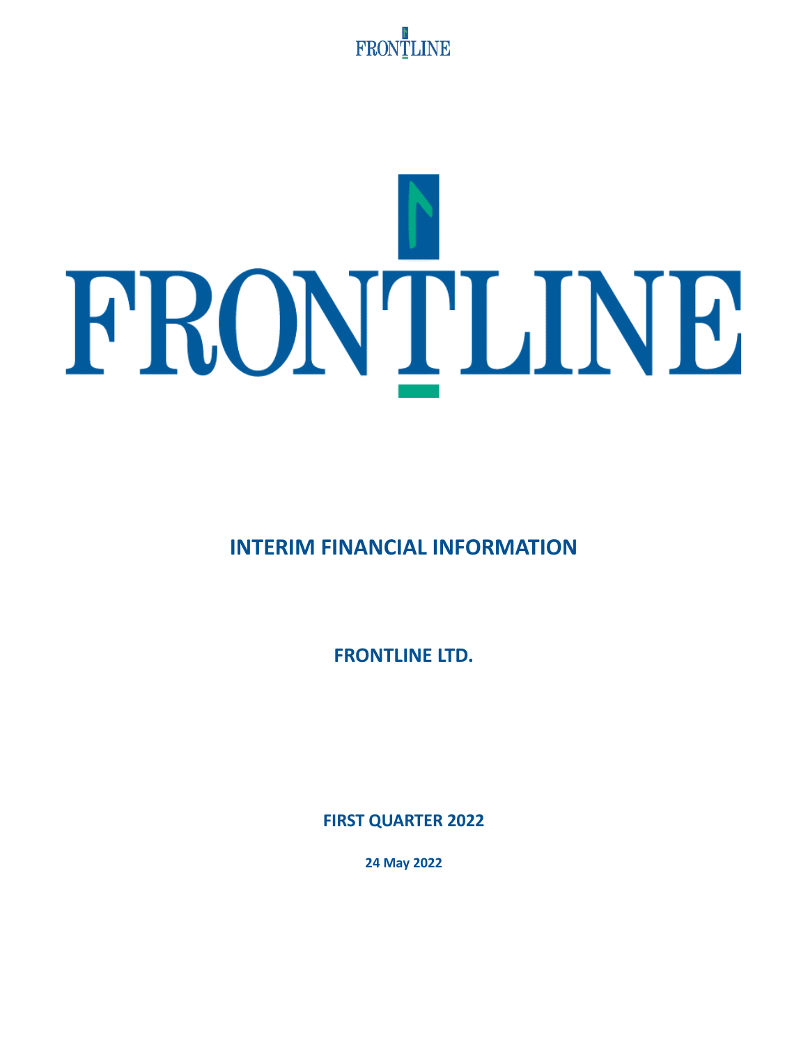# FRONTLINE

## INTERIM FINANCIAL INFORMATION

**FRONTLINE LTD.**

**FIRST QUARTER 2022**

**24 May 2022**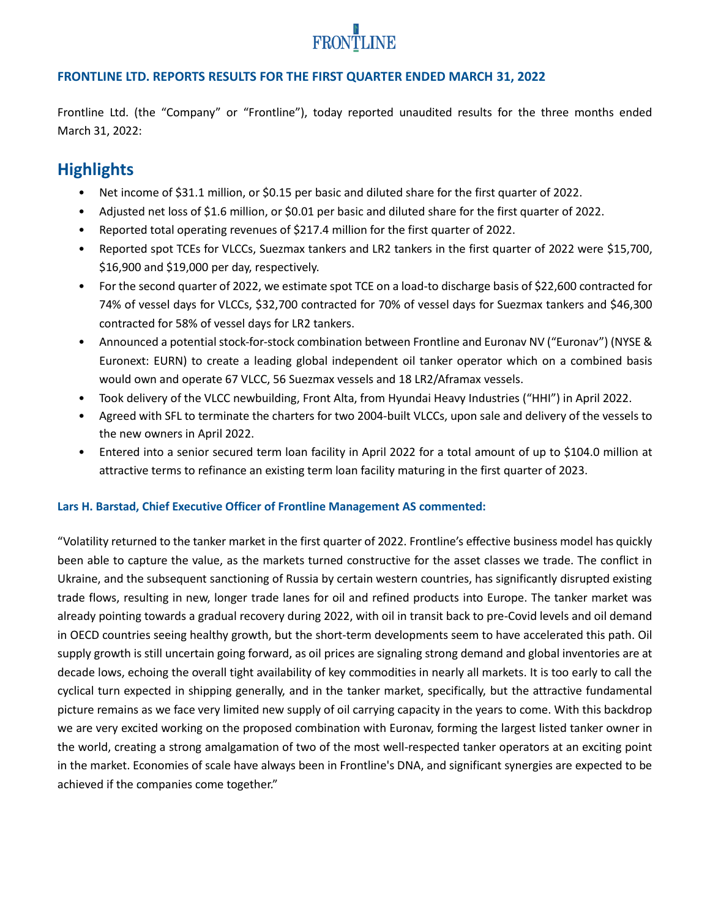### FRONTLINE LTD. REPORTS RESULTS FOR THE FIRST QUARTER ENDED MARCH 31, 2022

Frontline Ltd. (the "Company" or "Frontline"), today reported unaudited results for the three months ended March 31, 2022:

## Highlights

- Net income of $31.1 million, or $0.15 per basic and diluted share for the first quarter of 2022.
- Adjusted net loss of $1.6 million, or $0.01 per basic and diluted share for the first quarter of 2022.
- Reported total operating revenues of $217.4 million for the first quarter of 2022.
- Reported spot TCEs for VLCCs, Suezmax tankers and LR2 tankers in the first quarter of 2022 were $15,700, $16,900 and $19,000 per day, respectively.
- For the second quarter of 2022, we estimate spot TCE on a load-to discharge basis of $22,600 contracted for 74% of vessel days for VLCCs, $32,700 contracted for 70% of vessel days for Suezmax tankers and $46,300 contracted for 58% of vessel days for LR2 tankers.
- Announced a potential stock-for-stock combination between Frontline and Euronav NV ("Euronav") (NYSE & Euronext: EURN) to create a leading global independent oil tanker operator which on a combined basis would own and operate 67 VLCC, 56 Suezmax vessels and 18 LR2/Aframax vessels.
- Took delivery of the VLCC newbuilding, Front Alta, from Hyundai Heavy Industries ("HHI") in April 2022.
- Agreed with SFL to terminate the charters for two 2004-built VLCCs, upon sale and delivery of the vessels to the new owners in April 2022.
- Entered into a senior secured term loan facility in April 2022 for a total amount of up to $104.0 million at attractive terms to refinance an existing term loan facility maturing in the first quarter of 2023.

**Lars H. Barstad, Chief Executive Officer of Frontline Management AS commented:**

"Volatility returned to the tanker market in the first quarter of 2022. Frontline's effective business model has quickly been able to capture the value, as the markets turned constructive for the asset classes we trade. The conflict in Ukraine, and the subsequent sanctioning of Russia by certain western countries, has significantly disrupted existing trade flows, resulting in new, longer trade lanes for oil and refined products into Europe. The tanker market was already pointing towards a gradual recovery during 2022, with oil in transit back to pre-Covid levels and oil demand in OECD countries seeing healthy growth, but the short-term developments seem to have accelerated this path. Oil supply growth is still uncertain going forward, as oil prices are signaling strong demand and global inventories are at decade lows, echoing the overall tight availability of key commodities in nearly all markets. It is too early to call the cyclical turn expected in shipping generally, and in the tanker market, specifically, but the attractive fundamental picture remains as we face very limited new supply of oil carrying capacity in the years to come. With this backdrop we are very excited working on the proposed combination with Euronav, forming the largest listed tanker owner in the world, creating a strong amalgamation of two of the most well-respected tanker operators at an exciting point in the market. Economies of scale have always been in Frontline's DNA, and significant synergies are expected to be achieved if the companies come together."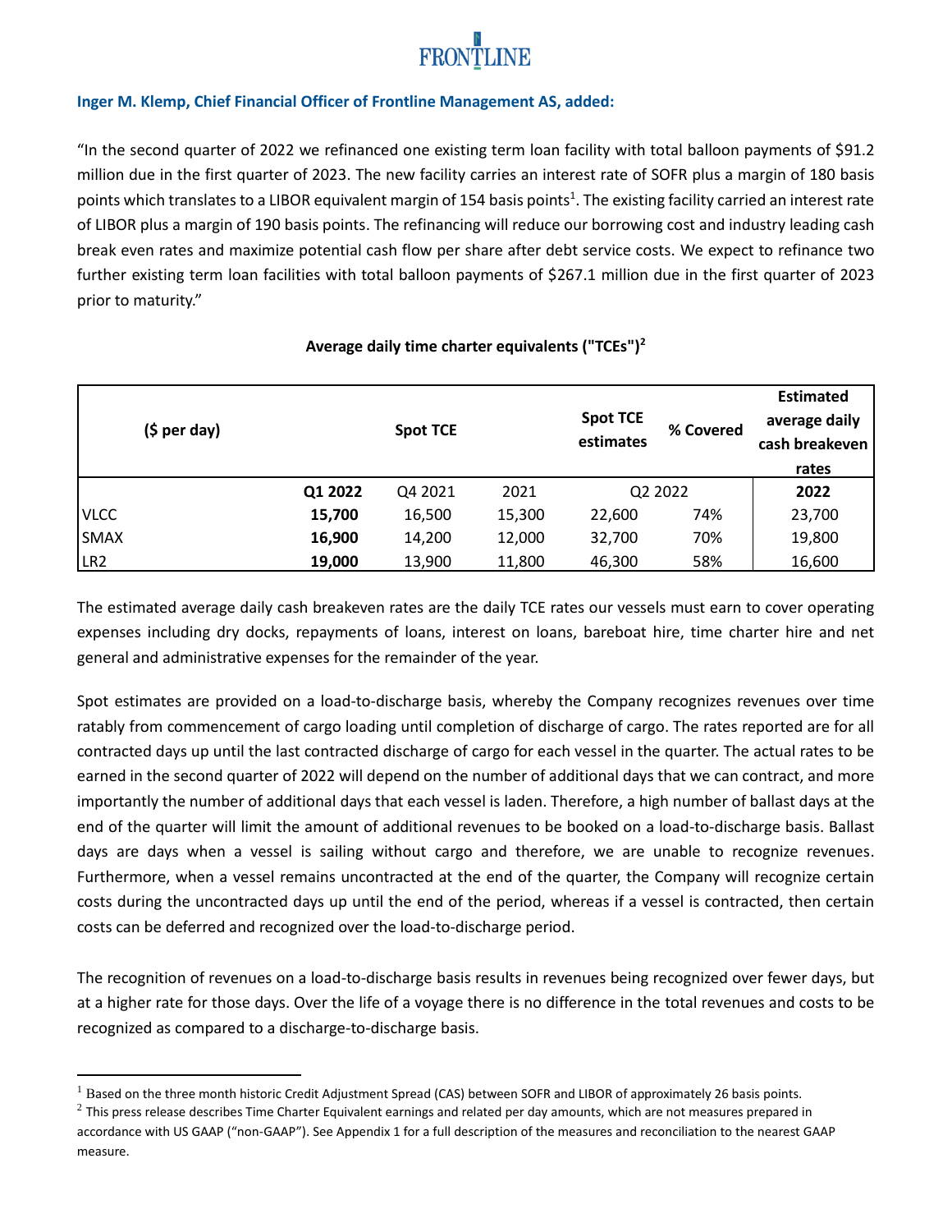**Inger M. Klemp, Chief Financial Officer of Frontline Management AS, added:**

"In the second quarter of 2022 we refinanced one existing term loan facility with total balloon payments of $91.2 million due in the first quarter of 2023. The new facility carries an interest rate of SOFR plus a margin of 180 basis points which translates to a LIBOR equivalent margin of 154 basis points[1]. The existing facility carried an interest rate of LIBOR plus a margin of 190 basis points. The refinancing will reduce our borrowing cost and industry leading cash break even rates and maximize potential cash flow per share after debt service costs. We expect to refinance two further existing term loan facilities with total balloon payments of $267.1 million due in the first quarter of 2023 prior to maturity."

**Average daily time charter equivalents ("TCEs")[2]**

| ($ per day) | Spot TCE | | | Spot TCE estimates | % Covered | Estimated average daily cash breakeven rates |
|---|---|---|---|---|---|---|
| | **Q1 2022** | Q4 2021 | 2021 | Q2 2022 | | **2022** |
| VLCC | **15,700** | 16,500 | 15,300 | 22,600 | 74% | 23,700 |
| SMAX | **16,900** | 14,200 | 12,000 | 32,700 | 70% | 19,800 |
| LR2 | **19,000** | 13,900 | 11,800 | 46,300 | 58% | 16,600 |

The estimated average daily cash breakeven rates are the daily TCE rates our vessels must earn to cover operating expenses including dry docks, repayments of loans, interest on loans, bareboat hire, time charter hire and net general and administrative expenses for the remainder of the year.

Spot estimates are provided on a load-to-discharge basis, whereby the Company recognizes revenues over time ratably from commencement of cargo loading until completion of discharge of cargo. The rates reported are for all contracted days up until the last contracted discharge of cargo for each vessel in the quarter. The actual rates to be earned in the second quarter of 2022 will depend on the number of additional days that we can contract, and more importantly the number of additional days that each vessel is laden. Therefore, a high number of ballast days at the end of the quarter will limit the amount of additional revenues to be booked on a load-to-discharge basis. Ballast days are days when a vessel is sailing without cargo and therefore, we are unable to recognize revenues. Furthermore, when a vessel remains uncontracted at the end of the quarter, the Company will recognize certain costs during the uncontracted days up until the end of the period, whereas if a vessel is contracted, then certain costs can be deferred and recognized over the load-to-discharge period.

The recognition of revenues on a load-to-discharge basis results in revenues being recognized over fewer days, but at a higher rate for those days. Over the life of a voyage there is no difference in the total revenues and costs to be recognized as compared to a discharge-to-discharge basis.

[1] Based on the three month historic Credit Adjustment Spread (CAS) between SOFR and LIBOR of approximately 26 basis points.

[2] This press release describes Time Charter Equivalent earnings and related per day amounts, which are not measures prepared in accordance with US GAAP ("non-GAAP"). See Appendix 1 for a full description of the measures and reconciliation to the nearest GAAP measure.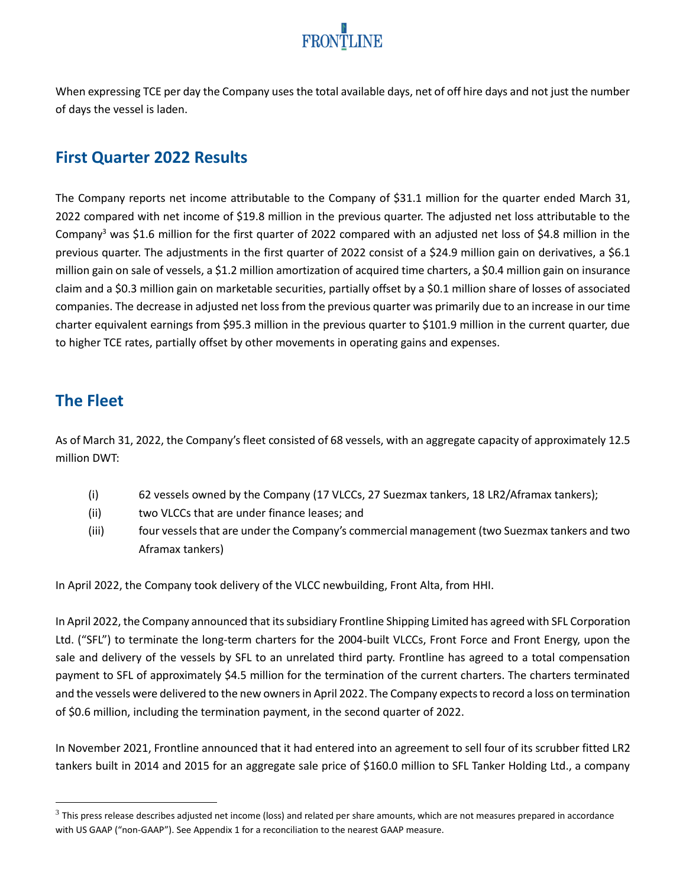When expressing TCE per day the Company uses the total available days, net of off hire days and not just the number of days the vessel is laden.

## First Quarter 2022 Results

The Company reports net income attributable to the Company of $31.1 million for the quarter ended March 31, 2022 compared with net income of $19.8 million in the previous quarter. The adjusted net loss attributable to the Company[3] was $1.6 million for the first quarter of 2022 compared with an adjusted net loss of $4.8 million in the previous quarter. The adjustments in the first quarter of 2022 consist of a $24.9 million gain on derivatives, a $6.1 million gain on sale of vessels, a $1.2 million amortization of acquired time charters, a $0.4 million gain on insurance claim and a $0.3 million gain on marketable securities, partially offset by a $0.1 million share of losses of associated companies. The decrease in adjusted net loss from the previous quarter was primarily due to an increase in our time charter equivalent earnings from $95.3 million in the previous quarter to $101.9 million in the current quarter, due to higher TCE rates, partially offset by other movements in operating gains and expenses.

## The Fleet

As of March 31, 2022, the Company's fleet consisted of 68 vessels, with an aggregate capacity of approximately 12.5 million DWT:

(i) 62 vessels owned by the Company (17 VLCCs, 27 Suezmax tankers, 18 LR2/Aframax tankers);
(ii) two VLCCs that are under finance leases; and
(iii) four vessels that are under the Company's commercial management (two Suezmax tankers and two Aframax tankers)

In April 2022, the Company took delivery of the VLCC newbuilding, Front Alta, from HHI.

In April 2022, the Company announced that its subsidiary Frontline Shipping Limited has agreed with SFL Corporation Ltd. ("SFL") to terminate the long-term charters for the 2004-built VLCCs, Front Force and Front Energy, upon the sale and delivery of the vessels by SFL to an unrelated third party. Frontline has agreed to a total compensation payment to SFL of approximately $4.5 million for the termination of the current charters. The charters terminated and the vessels were delivered to the new owners in April 2022. The Company expects to record a loss on termination of $0.6 million, including the termination payment, in the second quarter of 2022.

In November 2021, Frontline announced that it had entered into an agreement to sell four of its scrubber fitted LR2 tankers built in 2014 and 2015 for an aggregate sale price of $160.0 million to SFL Tanker Holding Ltd., a company

[3] This press release describes adjusted net income (loss) and related per share amounts, which are not measures prepared in accordance with US GAAP ("non-GAAP"). See Appendix 1 for a reconciliation to the nearest GAAP measure.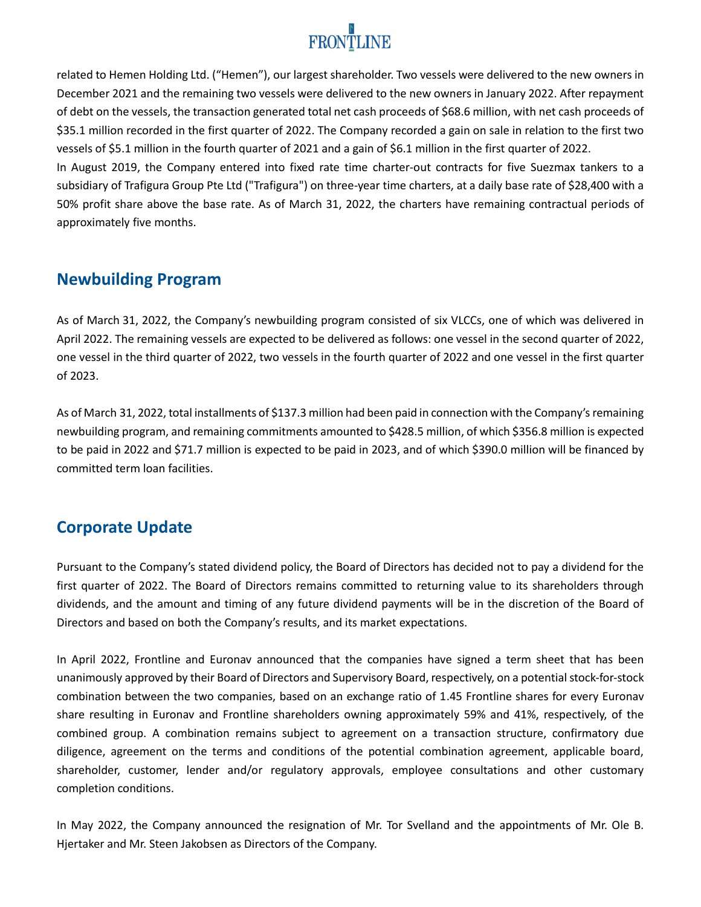related to Hemen Holding Ltd. ("Hemen"), our largest shareholder. Two vessels were delivered to the new owners in December 2021 and the remaining two vessels were delivered to the new owners in January 2022. After repayment of debt on the vessels, the transaction generated total net cash proceeds of $68.6 million, with net cash proceeds of $35.1 million recorded in the first quarter of 2022. The Company recorded a gain on sale in relation to the first two vessels of $5.1 million in the fourth quarter of 2021 and a gain of $6.1 million in the first quarter of 2022.

In August 2019, the Company entered into fixed rate time charter-out contracts for five Suezmax tankers to a subsidiary of Trafigura Group Pte Ltd ("Trafigura") on three-year time charters, at a daily base rate of $28,400 with a 50% profit share above the base rate. As of March 31, 2022, the charters have remaining contractual periods of approximately five months.

## Newbuilding Program

As of March 31, 2022, the Company's newbuilding program consisted of six VLCCs, one of which was delivered in April 2022. The remaining vessels are expected to be delivered as follows: one vessel in the second quarter of 2022, one vessel in the third quarter of 2022, two vessels in the fourth quarter of 2022 and one vessel in the first quarter of 2023.

As of March 31, 2022, total installments of $137.3 million had been paid in connection with the Company's remaining newbuilding program, and remaining commitments amounted to $428.5 million, of which $356.8 million is expected to be paid in 2022 and $71.7 million is expected to be paid in 2023, and of which $390.0 million will be financed by committed term loan facilities.

## Corporate Update

Pursuant to the Company's stated dividend policy, the Board of Directors has decided not to pay a dividend for the first quarter of 2022. The Board of Directors remains committed to returning value to its shareholders through dividends, and the amount and timing of any future dividend payments will be in the discretion of the Board of Directors and based on both the Company's results, and its market expectations.

In April 2022, Frontline and Euronav announced that the companies have signed a term sheet that has been unanimously approved by their Board of Directors and Supervisory Board, respectively, on a potential stock-for-stock combination between the two companies, based on an exchange ratio of 1.45 Frontline shares for every Euronav share resulting in Euronav and Frontline shareholders owning approximately 59% and 41%, respectively, of the combined group. A combination remains subject to agreement on a transaction structure, confirmatory due diligence, agreement on the terms and conditions of the potential combination agreement, applicable board, shareholder, customer, lender and/or regulatory approvals, employee consultations and other customary completion conditions.

In May 2022, the Company announced the resignation of Mr. Tor Svelland and the appointments of Mr. Ole B. Hjertaker and Mr. Steen Jakobsen as Directors of the Company.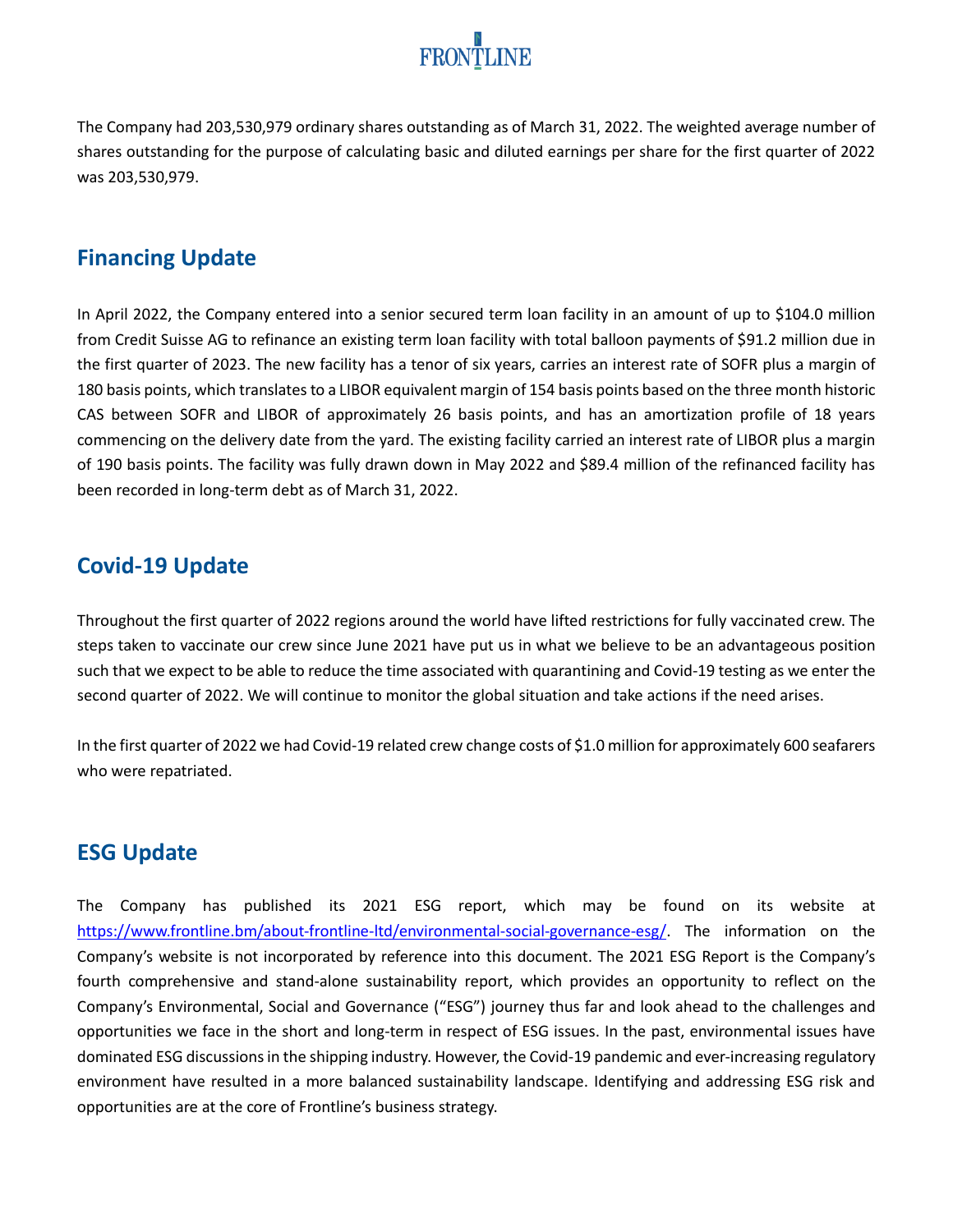The Company had 203,530,979 ordinary shares outstanding as of March 31, 2022. The weighted average number of shares outstanding for the purpose of calculating basic and diluted earnings per share for the first quarter of 2022 was 203,530,979.

## Financing Update

In April 2022, the Company entered into a senior secured term loan facility in an amount of up to $104.0 million from Credit Suisse AG to refinance an existing term loan facility with total balloon payments of $91.2 million due in the first quarter of 2023. The new facility has a tenor of six years, carries an interest rate of SOFR plus a margin of 180 basis points, which translates to a LIBOR equivalent margin of 154 basis points based on the three month historic CAS between SOFR and LIBOR of approximately 26 basis points, and has an amortization profile of 18 years commencing on the delivery date from the yard. The existing facility carried an interest rate of LIBOR plus a margin of 190 basis points. The facility was fully drawn down in May 2022 and $89.4 million of the refinanced facility has been recorded in long-term debt as of March 31, 2022.

## Covid-19 Update

Throughout the first quarter of 2022 regions around the world have lifted restrictions for fully vaccinated crew. The steps taken to vaccinate our crew since June 2021 have put us in what we believe to be an advantageous position such that we expect to be able to reduce the time associated with quarantining and Covid-19 testing as we enter the second quarter of 2022. We will continue to monitor the global situation and take actions if the need arises.

In the first quarter of 2022 we had Covid-19 related crew change costs of $1.0 million for approximately 600 seafarers who were repatriated.

## ESG Update

The Company has published its 2021 ESG report, which may be found on its website at https://www.frontline.bm/about-frontline-ltd/environmental-social-governance-esg/. The information on the Company's website is not incorporated by reference into this document. The 2021 ESG Report is the Company's fourth comprehensive and stand-alone sustainability report, which provides an opportunity to reflect on the Company's Environmental, Social and Governance ("ESG") journey thus far and look ahead to the challenges and opportunities we face in the short and long-term in respect of ESG issues. In the past, environmental issues have dominated ESG discussions in the shipping industry. However, the Covid-19 pandemic and ever-increasing regulatory environment have resulted in a more balanced sustainability landscape. Identifying and addressing ESG risk and opportunities are at the core of Frontline's business strategy.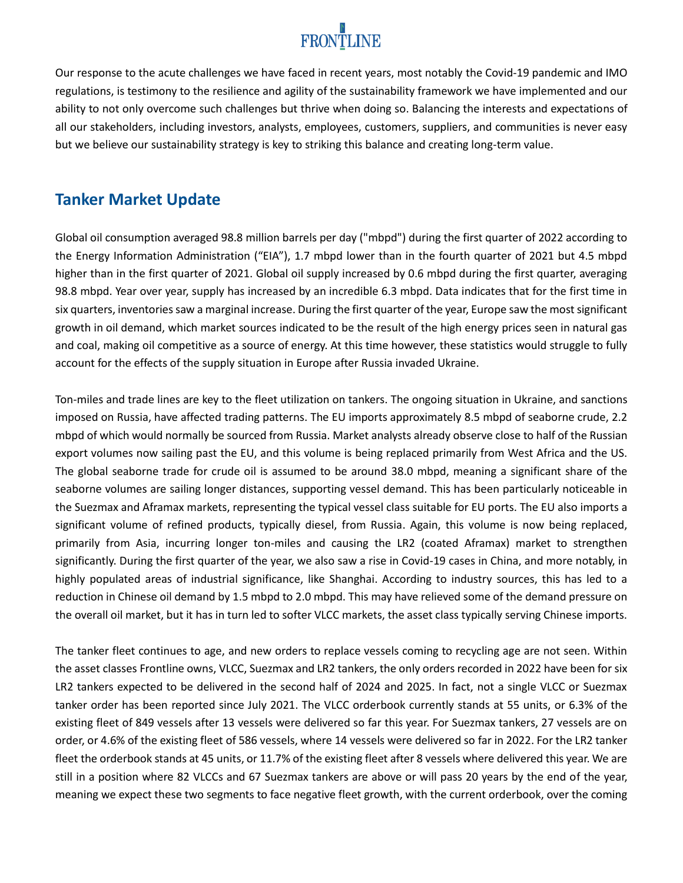Our response to the acute challenges we have faced in recent years, most notably the Covid-19 pandemic and IMO regulations, is testimony to the resilience and agility of the sustainability framework we have implemented and our ability to not only overcome such challenges but thrive when doing so. Balancing the interests and expectations of all our stakeholders, including investors, analysts, employees, customers, suppliers, and communities is never easy but we believe our sustainability strategy is key to striking this balance and creating long-term value.

## Tanker Market Update

Global oil consumption averaged 98.8 million barrels per day ("mbpd") during the first quarter of 2022 according to the Energy Information Administration ("EIA"), 1.7 mbpd lower than in the fourth quarter of 2021 but 4.5 mbpd higher than in the first quarter of 2021. Global oil supply increased by 0.6 mbpd during the first quarter, averaging 98.8 mbpd. Year over year, supply has increased by an incredible 6.3 mbpd. Data indicates that for the first time in six quarters, inventories saw a marginal increase. During the first quarter of the year, Europe saw the most significant growth in oil demand, which market sources indicated to be the result of the high energy prices seen in natural gas and coal, making oil competitive as a source of energy. At this time however, these statistics would struggle to fully account for the effects of the supply situation in Europe after Russia invaded Ukraine.

Ton-miles and trade lines are key to the fleet utilization on tankers. The ongoing situation in Ukraine, and sanctions imposed on Russia, have affected trading patterns. The EU imports approximately 8.5 mbpd of seaborne crude, 2.2 mbpd of which would normally be sourced from Russia. Market analysts already observe close to half of the Russian export volumes now sailing past the EU, and this volume is being replaced primarily from West Africa and the US. The global seaborne trade for crude oil is assumed to be around 38.0 mbpd, meaning a significant share of the seaborne volumes are sailing longer distances, supporting vessel demand. This has been particularly noticeable in the Suezmax and Aframax markets, representing the typical vessel class suitable for EU ports. The EU also imports a significant volume of refined products, typically diesel, from Russia. Again, this volume is now being replaced, primarily from Asia, incurring longer ton-miles and causing the LR2 (coated Aframax) market to strengthen significantly. During the first quarter of the year, we also saw a rise in Covid-19 cases in China, and more notably, in highly populated areas of industrial significance, like Shanghai. According to industry sources, this has led to a reduction in Chinese oil demand by 1.5 mbpd to 2.0 mbpd. This may have relieved some of the demand pressure on the overall oil market, but it has in turn led to softer VLCC markets, the asset class typically serving Chinese imports.

The tanker fleet continues to age, and new orders to replace vessels coming to recycling age are not seen. Within the asset classes Frontline owns, VLCC, Suezmax and LR2 tankers, the only orders recorded in 2022 have been for six LR2 tankers expected to be delivered in the second half of 2024 and 2025. In fact, not a single VLCC or Suezmax tanker order has been reported since July 2021. The VLCC orderbook currently stands at 55 units, or 6.3% of the existing fleet of 849 vessels after 13 vessels were delivered so far this year. For Suezmax tankers, 27 vessels are on order, or 4.6% of the existing fleet of 586 vessels, where 14 vessels were delivered so far in 2022. For the LR2 tanker fleet the orderbook stands at 45 units, or 11.7% of the existing fleet after 8 vessels where delivered this year. We are still in a position where 82 VLCCs and 67 Suezmax tankers are above or will pass 20 years by the end of the year, meaning we expect these two segments to face negative fleet growth, with the current orderbook, over the coming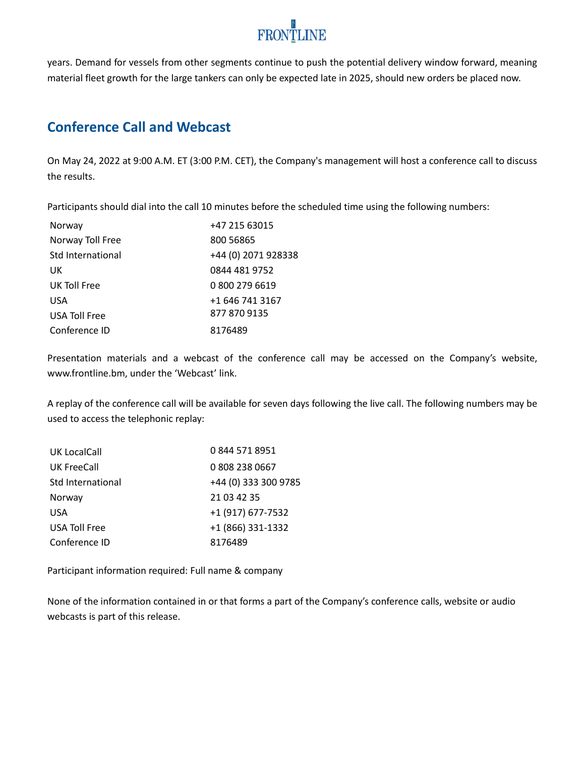years. Demand for vessels from other segments continue to push the potential delivery window forward, meaning material fleet growth for the large tankers can only be expected late in 2025, should new orders be placed now.

## Conference Call and Webcast

On May 24, 2022 at 9:00 A.M. ET (3:00 P.M. CET), the Company's management will host a conference call to discuss the results.

Participants should dial into the call 10 minutes before the scheduled time using the following numbers:

| | |
|---|---|
| Norway | +47 215 63015 |
| Norway Toll Free | 800 56865 |
| Std International | +44 (0) 2071 928338 |
| UK | 0844 481 9752 |
| UK Toll Free | 0 800 279 6619 |
| USA | +1 646 741 3167 |
| USA Toll Free | 877 870 9135 |
| Conference ID | 8176489 |

Presentation materials and a webcast of the conference call may be accessed on the Company's website, www.frontline.bm, under the 'Webcast' link.

A replay of the conference call will be available for seven days following the live call. The following numbers may be used to access the telephonic replay:

| | |
|---|---|
| UK LocalCall | 0 844 571 8951 |
| UK FreeCall | 0 808 238 0667 |
| Std International | +44 (0) 333 300 9785 |
| Norway | 21 03 42 35 |
| USA | +1 (917) 677-7532 |
| USA Toll Free | +1 (866) 331-1332 |
| Conference ID | 8176489 |

Participant information required: Full name & company

None of the information contained in or that forms a part of the Company's conference calls, website or audio webcasts is part of this release.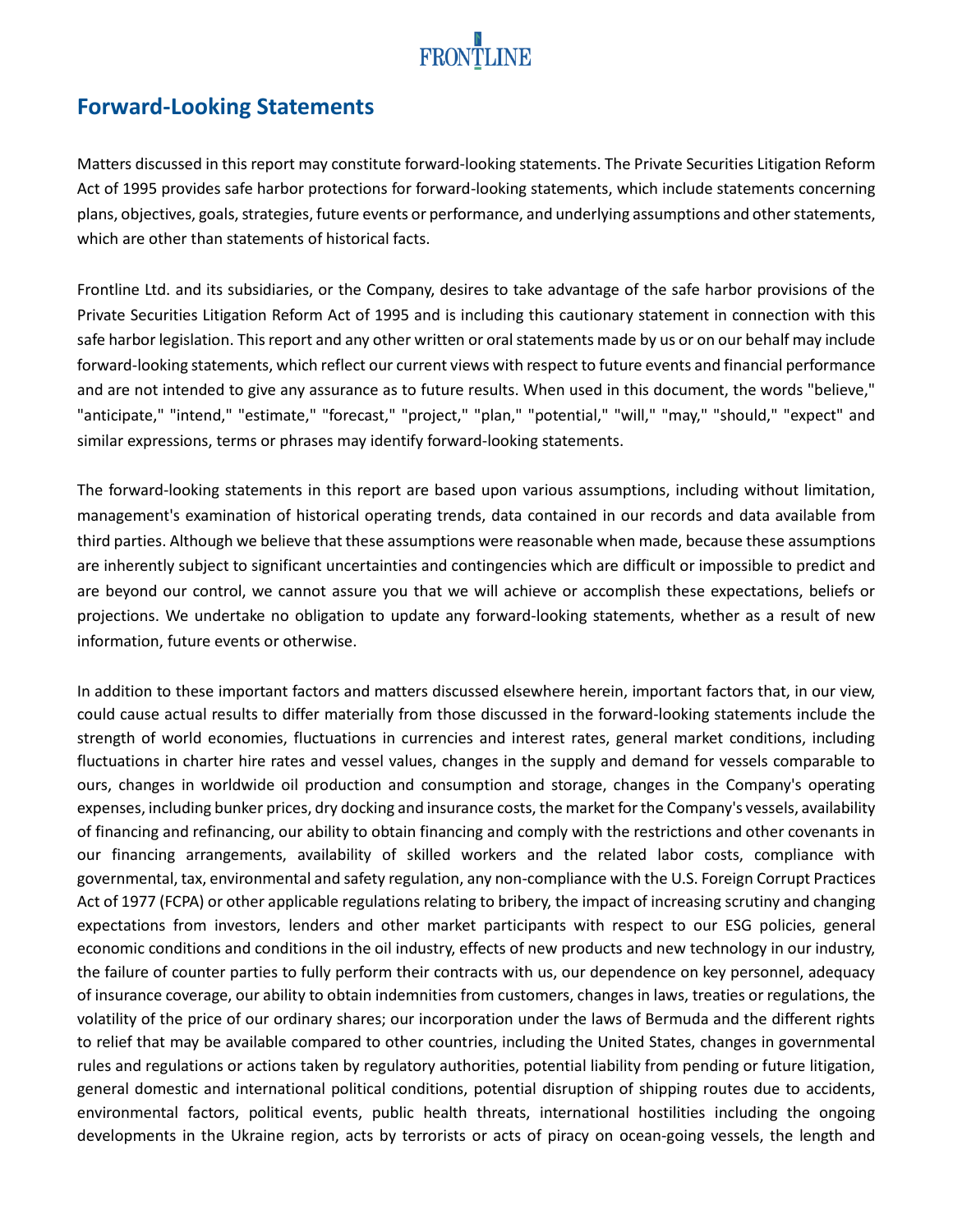## Forward-Looking Statements

Matters discussed in this report may constitute forward-looking statements. The Private Securities Litigation Reform Act of 1995 provides safe harbor protections for forward-looking statements, which include statements concerning plans, objectives, goals, strategies, future events or performance, and underlying assumptions and other statements, which are other than statements of historical facts.

Frontline Ltd. and its subsidiaries, or the Company, desires to take advantage of the safe harbor provisions of the Private Securities Litigation Reform Act of 1995 and is including this cautionary statement in connection with this safe harbor legislation. This report and any other written or oral statements made by us or on our behalf may include forward-looking statements, which reflect our current views with respect to future events and financial performance and are not intended to give any assurance as to future results. When used in this document, the words "believe," "anticipate," "intend," "estimate," "forecast," "project," "plan," "potential," "will," "may," "should," "expect" and similar expressions, terms or phrases may identify forward-looking statements.

The forward-looking statements in this report are based upon various assumptions, including without limitation, management's examination of historical operating trends, data contained in our records and data available from third parties. Although we believe that these assumptions were reasonable when made, because these assumptions are inherently subject to significant uncertainties and contingencies which are difficult or impossible to predict and are beyond our control, we cannot assure you that we will achieve or accomplish these expectations, beliefs or projections. We undertake no obligation to update any forward-looking statements, whether as a result of new information, future events or otherwise.

In addition to these important factors and matters discussed elsewhere herein, important factors that, in our view, could cause actual results to differ materially from those discussed in the forward-looking statements include the strength of world economies, fluctuations in currencies and interest rates, general market conditions, including fluctuations in charter hire rates and vessel values, changes in the supply and demand for vessels comparable to ours, changes in worldwide oil production and consumption and storage, changes in the Company's operating expenses, including bunker prices, dry docking and insurance costs, the market for the Company's vessels, availability of financing and refinancing, our ability to obtain financing and comply with the restrictions and other covenants in our financing arrangements, availability of skilled workers and the related labor costs, compliance with governmental, tax, environmental and safety regulation, any non-compliance with the U.S. Foreign Corrupt Practices Act of 1977 (FCPA) or other applicable regulations relating to bribery, the impact of increasing scrutiny and changing expectations from investors, lenders and other market participants with respect to our ESG policies, general economic conditions and conditions in the oil industry, effects of new products and new technology in our industry, the failure of counter parties to fully perform their contracts with us, our dependence on key personnel, adequacy of insurance coverage, our ability to obtain indemnities from customers, changes in laws, treaties or regulations, the volatility of the price of our ordinary shares; our incorporation under the laws of Bermuda and the different rights to relief that may be available compared to other countries, including the United States, changes in governmental rules and regulations or actions taken by regulatory authorities, potential liability from pending or future litigation, general domestic and international political conditions, potential disruption of shipping routes due to accidents, environmental factors, political events, public health threats, international hostilities including the ongoing developments in the Ukraine region, acts by terrorists or acts of piracy on ocean-going vessels, the length and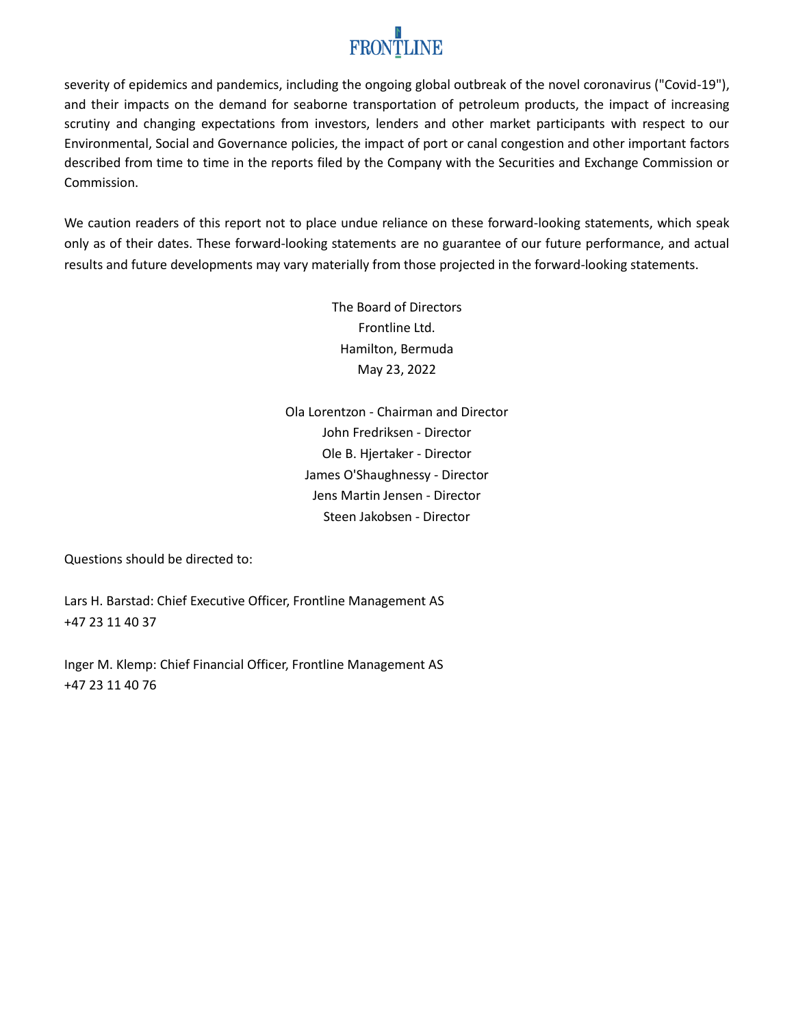severity of epidemics and pandemics, including the ongoing global outbreak of the novel coronavirus ("Covid-19"), and their impacts on the demand for seaborne transportation of petroleum products, the impact of increasing scrutiny and changing expectations from investors, lenders and other market participants with respect to our Environmental, Social and Governance policies, the impact of port or canal congestion and other important factors described from time to time in the reports filed by the Company with the Securities and Exchange Commission or Commission.

We caution readers of this report not to place undue reliance on these forward-looking statements, which speak only as of their dates. These forward-looking statements are no guarantee of our future performance, and actual results and future developments may vary materially from those projected in the forward-looking statements.

The Board of Directors
Frontline Ltd.
Hamilton, Bermuda
May 23, 2022

Ola Lorentzon - Chairman and Director
John Fredriksen - Director
Ole B. Hjertaker - Director
James O'Shaughnessy - Director
Jens Martin Jensen - Director
Steen Jakobsen - Director

Questions should be directed to:

Lars H. Barstad: Chief Executive Officer, Frontline Management AS
+47 23 11 40 37

Inger M. Klemp: Chief Financial Officer, Frontline Management AS
+47 23 11 40 76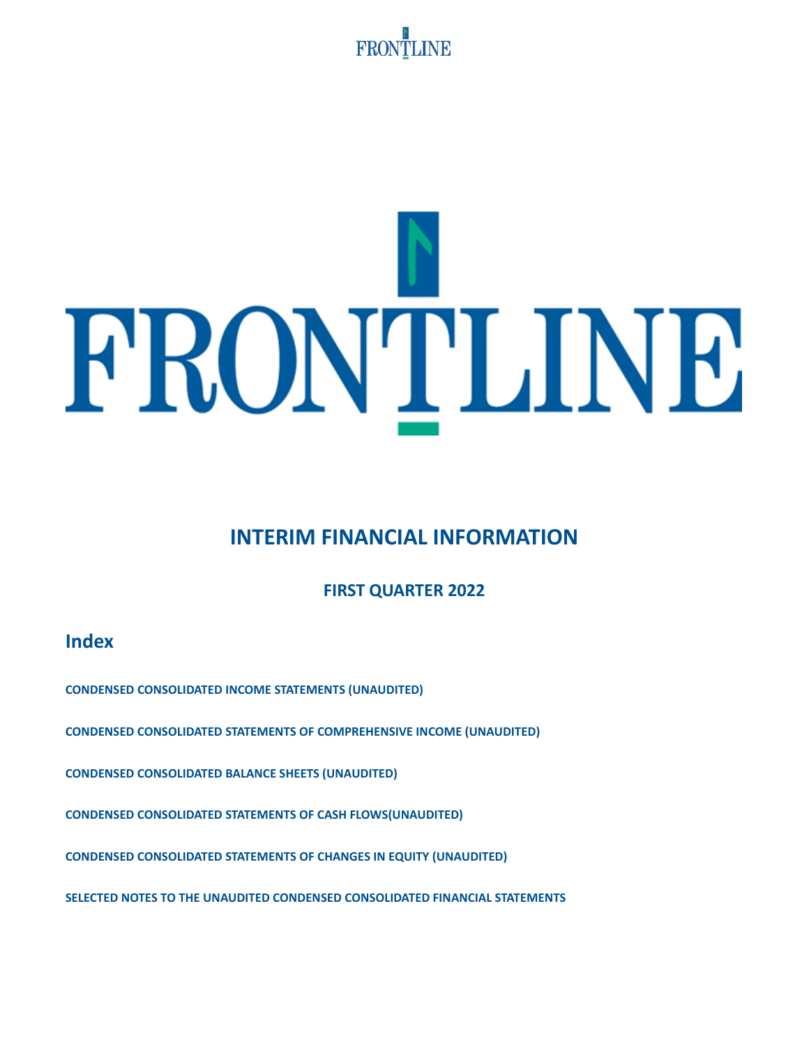# INTERIM FINANCIAL INFORMATION

## FIRST QUARTER 2022

## Index

**CONDENSED CONSOLIDATED INCOME STATEMENTS (UNAUDITED)**

**CONDENSED CONSOLIDATED STATEMENTS OF COMPREHENSIVE INCOME (UNAUDITED)**

**CONDENSED CONSOLIDATED BALANCE SHEETS (UNAUDITED)**

**CONDENSED CONSOLIDATED STATEMENTS OF CASH FLOWS(UNAUDITED)**

**CONDENSED CONSOLIDATED STATEMENTS OF CHANGES IN EQUITY (UNAUDITED)**

**SELECTED NOTES TO THE UNAUDITED CONDENSED CONSOLIDATED FINANCIAL STATEMENTS**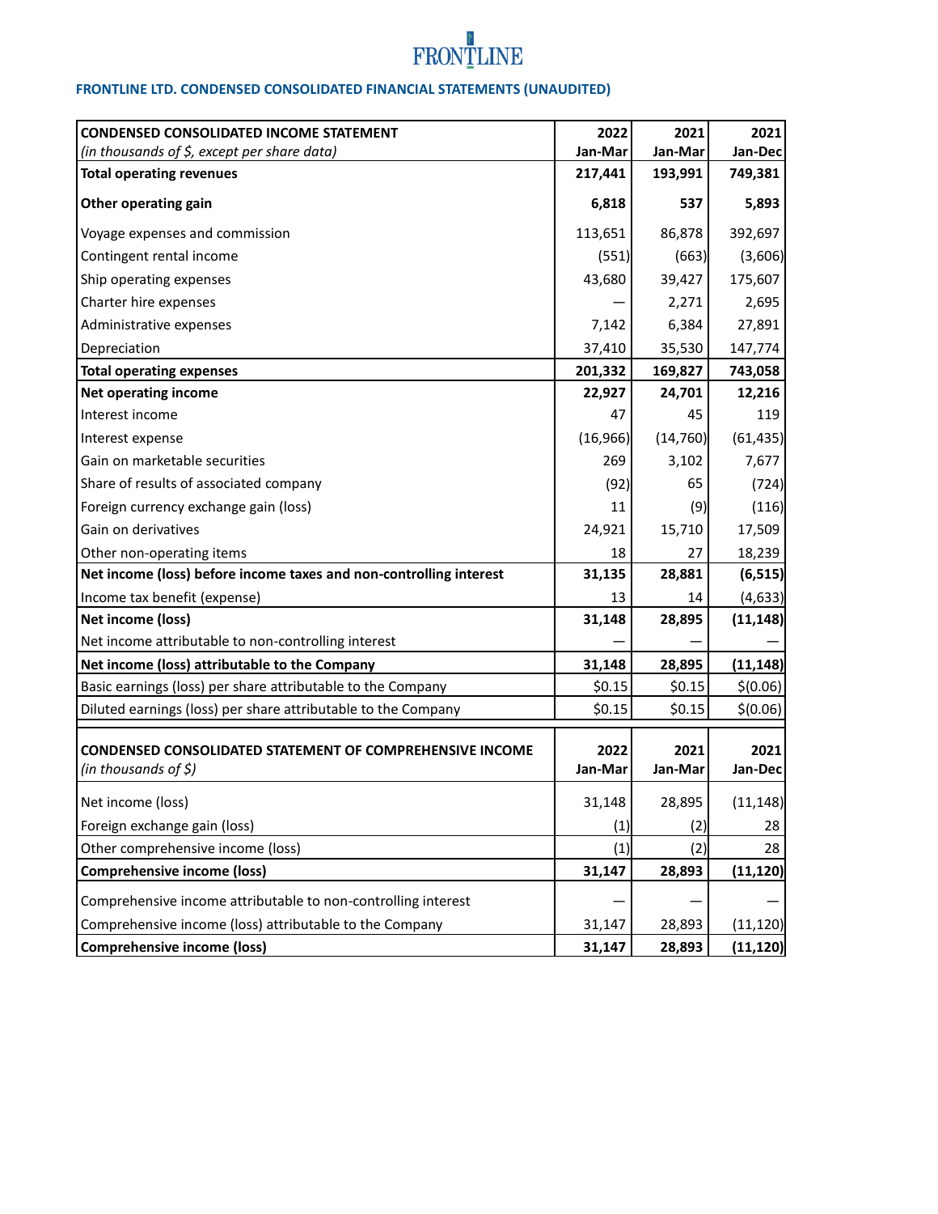FRONTLINE

## FRONTLINE LTD. CONDENSED CONSOLIDATED FINANCIAL STATEMENTS (UNAUDITED)

| **CONDENSED CONSOLIDATED INCOME STATEMENT**<br>*(in thousands of $, except per share data)* | **2022 Jan-Mar** | **2021 Jan-Mar** | **2021 Jan-Dec** |
|---|---|---|---|
| **Total operating revenues** | **217,441** | **193,991** | **749,381** |
| **Other operating gain** | **6,818** | **537** | **5,893** |
| Voyage expenses and commission | 113,651 | 86,878 | 392,697 |
| Contingent rental income | (551) | (663) | (3,606) |
| Ship operating expenses | 43,680 | 39,427 | 175,607 |
| Charter hire expenses | — | 2,271 | 2,695 |
| Administrative expenses | 7,142 | 6,384 | 27,891 |
| Depreciation | 37,410 | 35,530 | 147,774 |
| **Total operating expenses** | **201,332** | **169,827** | **743,058** |
| **Net operating income** | **22,927** | **24,701** | **12,216** |
| Interest income | 47 | 45 | 119 |
| Interest expense | (16,966) | (14,760) | (61,435) |
| Gain on marketable securities | 269 | 3,102 | 7,677 |
| Share of results of associated company | (92) | 65 | (724) |
| Foreign currency exchange gain (loss) | 11 | (9) | (116) |
| Gain on derivatives | 24,921 | 15,710 | 17,509 |
| Other non-operating items | 18 | 27 | 18,239 |
| **Net income (loss) before income taxes and non-controlling interest** | **31,135** | **28,881** | **(6,515)** |
| Income tax benefit (expense) | 13 | 14 | (4,633) |
| **Net income (loss)** | **31,148** | **28,895** | **(11,148)** |
| Net income attributable to non-controlling interest | — | — | — |
| **Net income (loss) attributable to the Company** | **31,148** | **28,895** | **(11,148)** |
| Basic earnings (loss) per share attributable to the Company | $0.15 | $0.15 | $(0.06) |
| Diluted earnings (loss) per share attributable to the Company | $0.15 | $0.15 | $(0.06) |

| **CONDENSED CONSOLIDATED STATEMENT OF COMPREHENSIVE INCOME**<br>*(in thousands of $)* | **2022 Jan-Mar** | **2021 Jan-Mar** | **2021 Jan-Dec** |
|---|---|---|---|
| Net income (loss) | 31,148 | 28,895 | (11,148) |
| Foreign exchange gain (loss) | (1) | (2) | 28 |
| Other comprehensive income (loss) | (1) | (2) | 28 |
| **Comprehensive income (loss)** | **31,147** | **28,893** | **(11,120)** |
| Comprehensive income attributable to non-controlling interest | — | — | — |
| Comprehensive income (loss) attributable to the Company | 31,147 | 28,893 | (11,120) |
| **Comprehensive income (loss)** | **31,147** | **28,893** | **(11,120)** |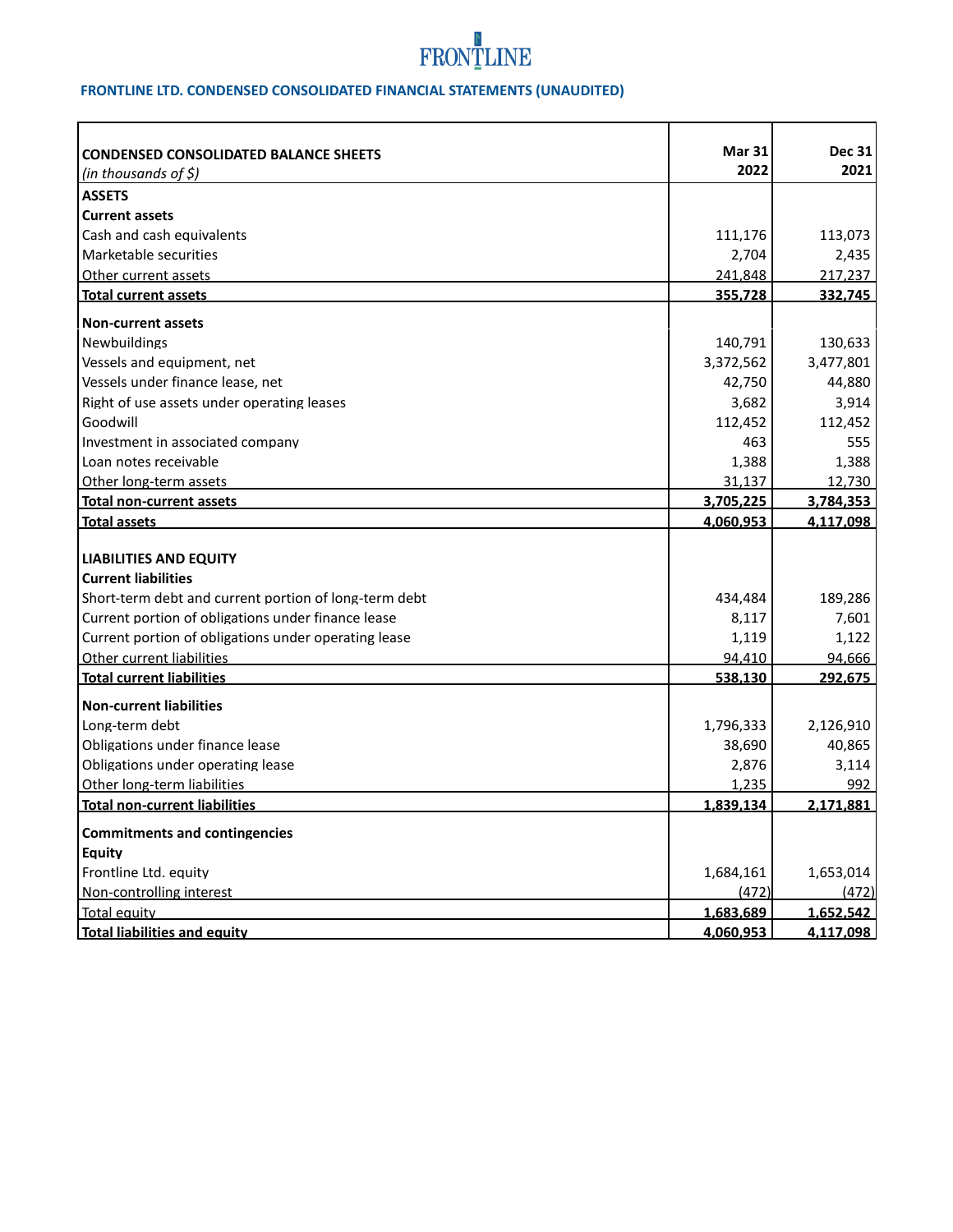FRONTLINE

## FRONTLINE LTD. CONDENSED CONSOLIDATED FINANCIAL STATEMENTS (UNAUDITED)

| **CONDENSED CONSOLIDATED BALANCE SHEETS** *(in thousands of $)* | **Mar 31 2022** | **Dec 31 2021** |
|---|---|---|
| **ASSETS** | | |
| **Current assets** | | |
| Cash and cash equivalents | 111,176 | 113,073 |
| Marketable securities | 2,704 | 2,435 |
| Other current assets | 241,848 | 217,237 |
| **Total current assets** | **355,728** | **332,745** |
| **Non-current assets** | | |
| Newbuildings | 140,791 | 130,633 |
| Vessels and equipment, net | 3,372,562 | 3,477,801 |
| Vessels under finance lease, net | 42,750 | 44,880 |
| Right of use assets under operating leases | 3,682 | 3,914 |
| Goodwill | 112,452 | 112,452 |
| Investment in associated company | 463 | 555 |
| Loan notes receivable | 1,388 | 1,388 |
| Other long-term assets | 31,137 | 12,730 |
| **Total non-current assets** | **3,705,225** | **3,784,353** |
| **Total assets** | **4,060,953** | **4,117,098** |
| **LIABILITIES AND EQUITY** | | |
| **Current liabilities** | | |
| Short-term debt and current portion of long-term debt | 434,484 | 189,286 |
| Current portion of obligations under finance lease | 8,117 | 7,601 |
| Current portion of obligations under operating lease | 1,119 | 1,122 |
| Other current liabilities | 94,410 | 94,666 |
| **Total current liabilities** | **538,130** | **292,675** |
| **Non-current liabilities** | | |
| Long-term debt | 1,796,333 | 2,126,910 |
| Obligations under finance lease | 38,690 | 40,865 |
| Obligations under operating lease | 2,876 | 3,114 |
| Other long-term liabilities | 1,235 | 992 |
| **Total non-current liabilities** | **1,839,134** | **2,171,881** |
| **Commitments and contingencies** | | |
| **Equity** | | |
| Frontline Ltd. equity | 1,684,161 | 1,653,014 |
| Non-controlling interest | (472) | (472) |
| Total equity | **1,683,689** | **1,652,542** |
| **Total liabilities and equity** | **4,060,953** | **4,117,098** |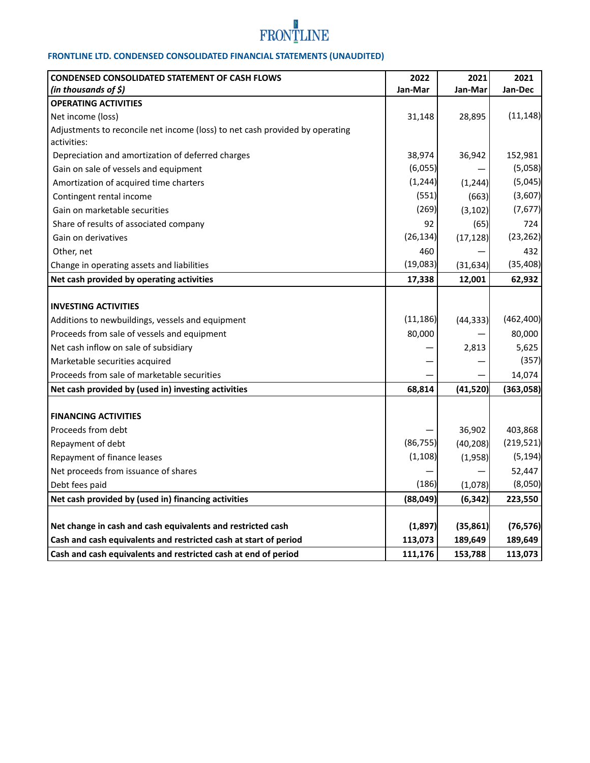FRONTLINE

## FRONTLINE LTD. CONDENSED CONSOLIDATED FINANCIAL STATEMENTS (UNAUDITED)

| **CONDENSED CONSOLIDATED STATEMENT OF CASH FLOWS** *(in thousands of $)* | **2022 Jan-Mar** | **2021 Jan-Mar** | **2021 Jan-Dec** |
|---|---|---|---|
| **OPERATING ACTIVITIES** | | | |
| Net income (loss) | 31,148 | 28,895 | (11,148) |
| Adjustments to reconcile net income (loss) to net cash provided by operating activities: | | | |
| Depreciation and amortization of deferred charges | 38,974 | 36,942 | 152,981 |
| Gain on sale of vessels and equipment | (6,055) | — | (5,058) |
| Amortization of acquired time charters | (1,244) | (1,244) | (5,045) |
| Contingent rental income | (551) | (663) | (3,607) |
| Gain on marketable securities | (269) | (3,102) | (7,677) |
| Share of results of associated company | 92 | (65) | 724 |
| Gain on derivatives | (26,134) | (17,128) | (23,262) |
| Other, net | 460 | — | 432 |
| Change in operating assets and liabilities | (19,083) | (31,634) | (35,408) |
| **Net cash provided by operating activities** | **17,338** | **12,001** | **62,932** |
| | | | |
| **INVESTING ACTIVITIES** | | | |
| Additions to newbuildings, vessels and equipment | (11,186) | (44,333) | (462,400) |
| Proceeds from sale of vessels and equipment | 80,000 | — | 80,000 |
| Net cash inflow on sale of subsidiary | — | 2,813 | 5,625 |
| Marketable securities acquired | — | — | (357) |
| Proceeds from sale of marketable securities | — | — | 14,074 |
| **Net cash provided by (used in) investing activities** | **68,814** | **(41,520)** | **(363,058)** |
| | | | |
| **FINANCING ACTIVITIES** | | | |
| Proceeds from debt | — | 36,902 | 403,868 |
| Repayment of debt | (86,755) | (40,208) | (219,521) |
| Repayment of finance leases | (1,108) | (1,958) | (5,194) |
| Net proceeds from issuance of shares | — | — | 52,447 |
| Debt fees paid | (186) | (1,078) | (8,050) |
| **Net cash provided by (used in) financing activities** | **(88,049)** | **(6,342)** | **223,550** |
| | | | |
| **Net change in cash and cash equivalents and restricted cash** | **(1,897)** | **(35,861)** | **(76,576)** |
| **Cash and cash equivalents and restricted cash at start of period** | **113,073** | **189,649** | **189,649** |
| **Cash and cash equivalents and restricted cash at end of period** | **111,176** | **153,788** | **113,073** |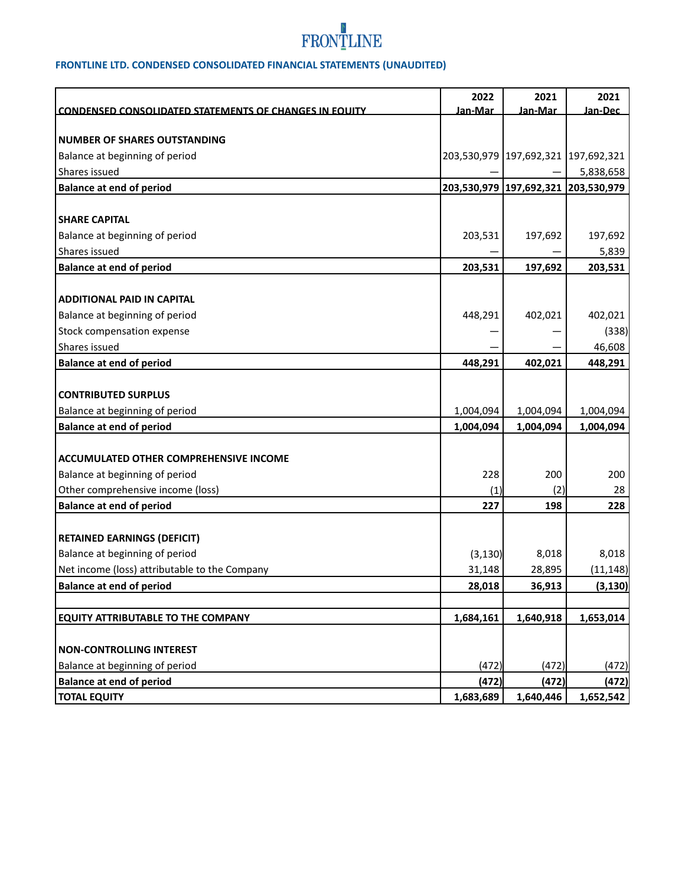FRONTLINE

**FRONTLINE LTD. CONDENSED CONSOLIDATED FINANCIAL STATEMENTS (UNAUDITED)**

| CONDENSED CONSOLIDATED STATEMENTS OF CHANGES IN EQUITY | 2022 Jan-Mar | 2021 Jan-Mar | 2021 Jan-Dec |
|---|---|---|---|
| **NUMBER OF SHARES OUTSTANDING** | | | |
| Balance at beginning of period | 203,530,979 | 197,692,321 | 197,692,321 |
| Shares issued | — | — | 5,838,658 |
| **Balance at end of period** | **203,530,979** | **197,692,321** | **203,530,979** |
| **SHARE CAPITAL** | | | |
| Balance at beginning of period | 203,531 | 197,692 | 197,692 |
| Shares issued | — | — | 5,839 |
| **Balance at end of period** | **203,531** | **197,692** | **203,531** |
| **ADDITIONAL PAID IN CAPITAL** | | | |
| Balance at beginning of period | 448,291 | 402,021 | 402,021 |
| Stock compensation expense | — | — | (338) |
| Shares issued | — | — | 46,608 |
| **Balance at end of period** | **448,291** | **402,021** | **448,291** |
| **CONTRIBUTED SURPLUS** | | | |
| Balance at beginning of period | 1,004,094 | 1,004,094 | 1,004,094 |
| **Balance at end of period** | **1,004,094** | **1,004,094** | **1,004,094** |
| **ACCUMULATED OTHER COMPREHENSIVE INCOME** | | | |
| Balance at beginning of period | 228 | 200 | 200 |
| Other comprehensive income (loss) | (1) | (2) | 28 |
| **Balance at end of period** | **227** | **198** | **228** |
| **RETAINED EARNINGS (DEFICIT)** | | | |
| Balance at beginning of period | (3,130) | 8,018 | 8,018 |
| Net income (loss) attributable to the Company | 31,148 | 28,895 | (11,148) |
| **Balance at end of period** | **28,018** | **36,913** | **(3,130)** |
| **EQUITY ATTRIBUTABLE TO THE COMPANY** | **1,684,161** | **1,640,918** | **1,653,014** |
| **NON-CONTROLLING INTEREST** | | | |
| Balance at beginning of period | (472) | (472) | (472) |
| **Balance at end of period** | **(472)** | **(472)** | **(472)** |
| **TOTAL EQUITY** | **1,683,689** | **1,640,446** | **1,652,542** |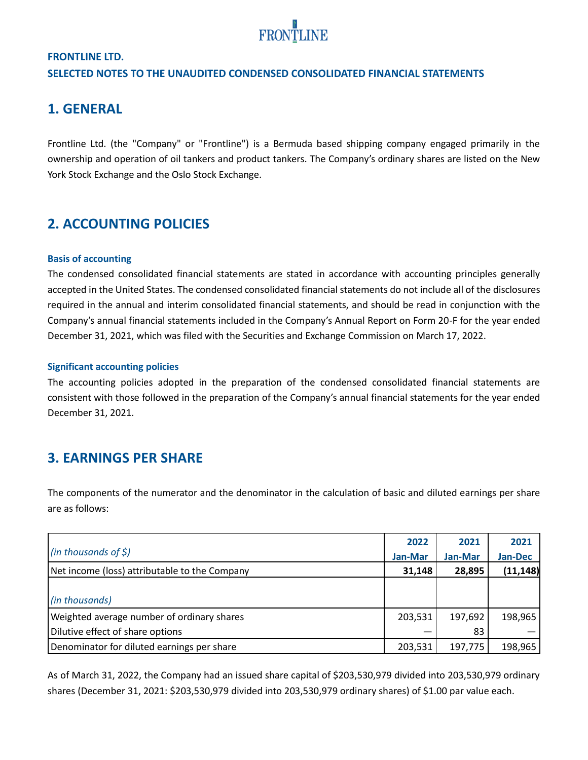**FRONTLINE LTD.**

**SELECTED NOTES TO THE UNAUDITED CONDENSED CONSOLIDATED FINANCIAL STATEMENTS**

## 1. GENERAL

Frontline Ltd. (the "Company" or "Frontline") is a Bermuda based shipping company engaged primarily in the ownership and operation of oil tankers and product tankers. The Company's ordinary shares are listed on the New York Stock Exchange and the Oslo Stock Exchange.

## 2. ACCOUNTING POLICIES

### Basis of accounting

The condensed consolidated financial statements are stated in accordance with accounting principles generally accepted in the United States. The condensed consolidated financial statements do not include all of the disclosures required in the annual and interim consolidated financial statements, and should be read in conjunction with the Company's annual financial statements included in the Company's Annual Report on Form 20-F for the year ended December 31, 2021, which was filed with the Securities and Exchange Commission on March 17, 2022.

### Significant accounting policies

The accounting policies adopted in the preparation of the condensed consolidated financial statements are consistent with those followed in the preparation of the Company's annual financial statements for the year ended December 31, 2021.

## 3. EARNINGS PER SHARE

The components of the numerator and the denominator in the calculation of basic and diluted earnings per share are as follows:

| *(in thousands of $)* | 2022 Jan-Mar | 2021 Jan-Mar | 2021 Jan-Dec |
|---|---|---|---|
| Net income (loss) attributable to the Company | **31,148** | **28,895** | **(11,148)** |
| *(in thousands)* | | | |
| Weighted average number of ordinary shares | 203,531 | 197,692 | 198,965 |
| Dilutive effect of share options | — | 83 | — |
| Denominator for diluted earnings per share | 203,531 | 197,775 | 198,965 |

As of March 31, 2022, the Company had an issued share capital of $203,530,979 divided into 203,530,979 ordinary shares (December 31, 2021: $203,530,979 divided into 203,530,979 ordinary shares) of $1.00 par value each.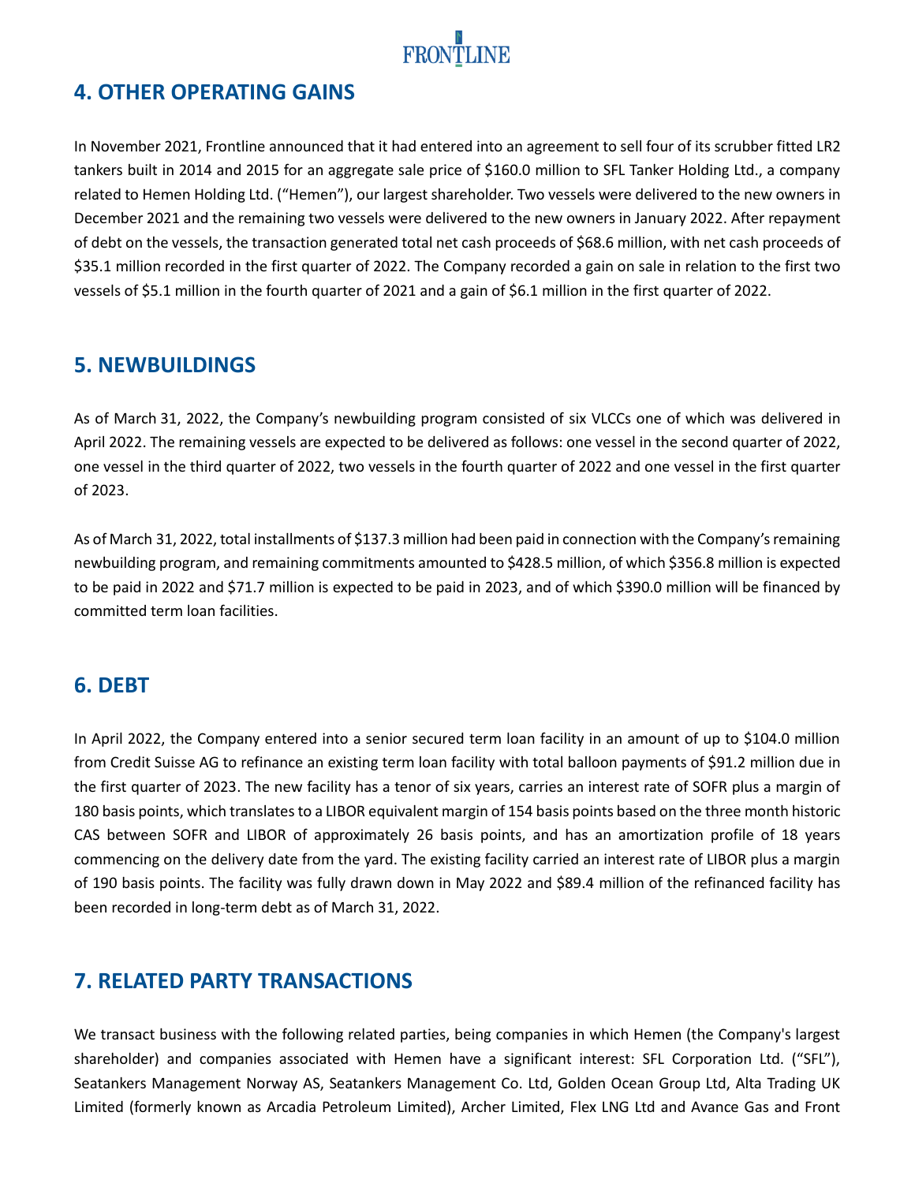## 4. OTHER OPERATING GAINS

In November 2021, Frontline announced that it had entered into an agreement to sell four of its scrubber fitted LR2 tankers built in 2014 and 2015 for an aggregate sale price of $160.0 million to SFL Tanker Holding Ltd., a company related to Hemen Holding Ltd. ("Hemen"), our largest shareholder. Two vessels were delivered to the new owners in December 2021 and the remaining two vessels were delivered to the new owners in January 2022. After repayment of debt on the vessels, the transaction generated total net cash proceeds of $68.6 million, with net cash proceeds of $35.1 million recorded in the first quarter of 2022. The Company recorded a gain on sale in relation to the first two vessels of $5.1 million in the fourth quarter of 2021 and a gain of $6.1 million in the first quarter of 2022.

## 5. NEWBUILDINGS

As of March 31, 2022, the Company's newbuilding program consisted of six VLCCs one of which was delivered in April 2022. The remaining vessels are expected to be delivered as follows: one vessel in the second quarter of 2022, one vessel in the third quarter of 2022, two vessels in the fourth quarter of 2022 and one vessel in the first quarter of 2023.

As of March 31, 2022, total installments of $137.3 million had been paid in connection with the Company's remaining newbuilding program, and remaining commitments amounted to $428.5 million, of which $356.8 million is expected to be paid in 2022 and $71.7 million is expected to be paid in 2023, and of which $390.0 million will be financed by committed term loan facilities.

## 6. DEBT

In April 2022, the Company entered into a senior secured term loan facility in an amount of up to $104.0 million from Credit Suisse AG to refinance an existing term loan facility with total balloon payments of $91.2 million due in the first quarter of 2023. The new facility has a tenor of six years, carries an interest rate of SOFR plus a margin of 180 basis points, which translates to a LIBOR equivalent margin of 154 basis points based on the three month historic CAS between SOFR and LIBOR of approximately 26 basis points, and has an amortization profile of 18 years commencing on the delivery date from the yard. The existing facility carried an interest rate of LIBOR plus a margin of 190 basis points. The facility was fully drawn down in May 2022 and $89.4 million of the refinanced facility has been recorded in long-term debt as of March 31, 2022.

## 7. RELATED PARTY TRANSACTIONS

We transact business with the following related parties, being companies in which Hemen (the Company's largest shareholder) and companies associated with Hemen have a significant interest: SFL Corporation Ltd. ("SFL"), Seatankers Management Norway AS, Seatankers Management Co. Ltd, Golden Ocean Group Ltd, Alta Trading UK Limited (formerly known as Arcadia Petroleum Limited), Archer Limited, Flex LNG Ltd and Avance Gas and Front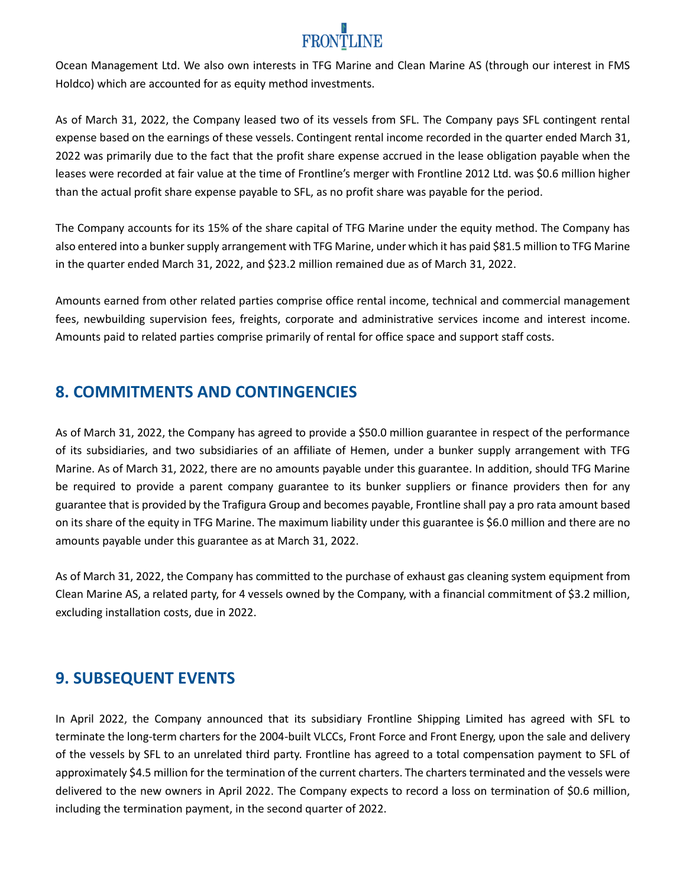Ocean Management Ltd. We also own interests in TFG Marine and Clean Marine AS (through our interest in FMS Holdco) which are accounted for as equity method investments.

As of March 31, 2022, the Company leased two of its vessels from SFL. The Company pays SFL contingent rental expense based on the earnings of these vessels. Contingent rental income recorded in the quarter ended March 31, 2022 was primarily due to the fact that the profit share expense accrued in the lease obligation payable when the leases were recorded at fair value at the time of Frontline's merger with Frontline 2012 Ltd. was $0.6 million higher than the actual profit share expense payable to SFL, as no profit share was payable for the period.

The Company accounts for its 15% of the share capital of TFG Marine under the equity method. The Company has also entered into a bunker supply arrangement with TFG Marine, under which it has paid $81.5 million to TFG Marine in the quarter ended March 31, 2022, and $23.2 million remained due as of March 31, 2022.

Amounts earned from other related parties comprise office rental income, technical and commercial management fees, newbuilding supervision fees, freights, corporate and administrative services income and interest income. Amounts paid to related parties comprise primarily of rental for office space and support staff costs.

## 8. COMMITMENTS AND CONTINGENCIES

As of March 31, 2022, the Company has agreed to provide a $50.0 million guarantee in respect of the performance of its subsidiaries, and two subsidiaries of an affiliate of Hemen, under a bunker supply arrangement with TFG Marine. As of March 31, 2022, there are no amounts payable under this guarantee. In addition, should TFG Marine be required to provide a parent company guarantee to its bunker suppliers or finance providers then for any guarantee that is provided by the Trafigura Group and becomes payable, Frontline shall pay a pro rata amount based on its share of the equity in TFG Marine. The maximum liability under this guarantee is $6.0 million and there are no amounts payable under this guarantee as at March 31, 2022.

As of March 31, 2022, the Company has committed to the purchase of exhaust gas cleaning system equipment from Clean Marine AS, a related party, for 4 vessels owned by the Company, with a financial commitment of $3.2 million, excluding installation costs, due in 2022.

## 9. SUBSEQUENT EVENTS

In April 2022, the Company announced that its subsidiary Frontline Shipping Limited has agreed with SFL to terminate the long-term charters for the 2004-built VLCCs, Front Force and Front Energy, upon the sale and delivery of the vessels by SFL to an unrelated third party. Frontline has agreed to a total compensation payment to SFL of approximately $4.5 million for the termination of the current charters. The charters terminated and the vessels were delivered to the new owners in April 2022. The Company expects to record a loss on termination of $0.6 million, including the termination payment, in the second quarter of 2022.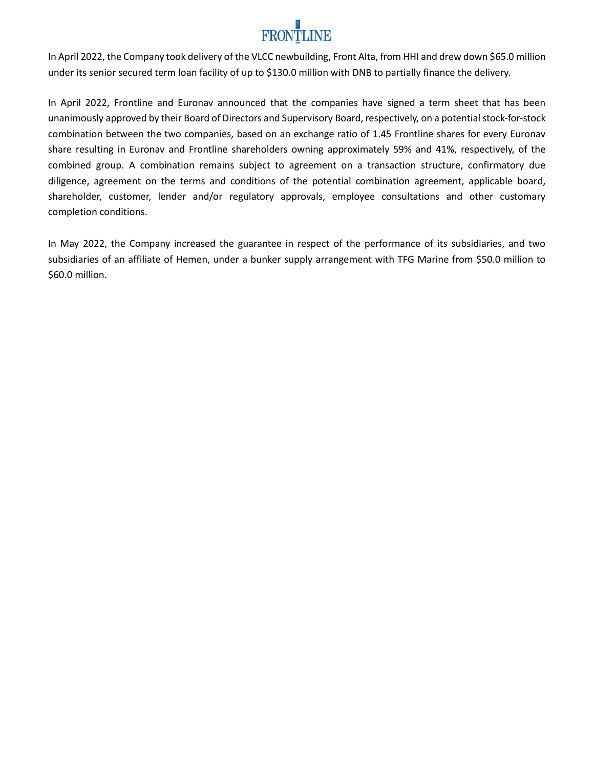In April 2022, the Company took delivery of the VLCC newbuilding, Front Alta, from HHI and drew down $65.0 million under its senior secured term loan facility of up to $130.0 million with DNB to partially finance the delivery.

In April 2022, Frontline and Euronav announced that the companies have signed a term sheet that has been unanimously approved by their Board of Directors and Supervisory Board, respectively, on a potential stock-for-stock combination between the two companies, based on an exchange ratio of 1.45 Frontline shares for every Euronav share resulting in Euronav and Frontline shareholders owning approximately 59% and 41%, respectively, of the combined group. A combination remains subject to agreement on a transaction structure, confirmatory due diligence, agreement on the terms and conditions of the potential combination agreement, applicable board, shareholder, customer, lender and/or regulatory approvals, employee consultations and other customary completion conditions.

In May 2022, the Company increased the guarantee in respect of the performance of its subsidiaries, and two subsidiaries of an affiliate of Hemen, under a bunker supply arrangement with TFG Marine from $50.0 million to $60.0 million.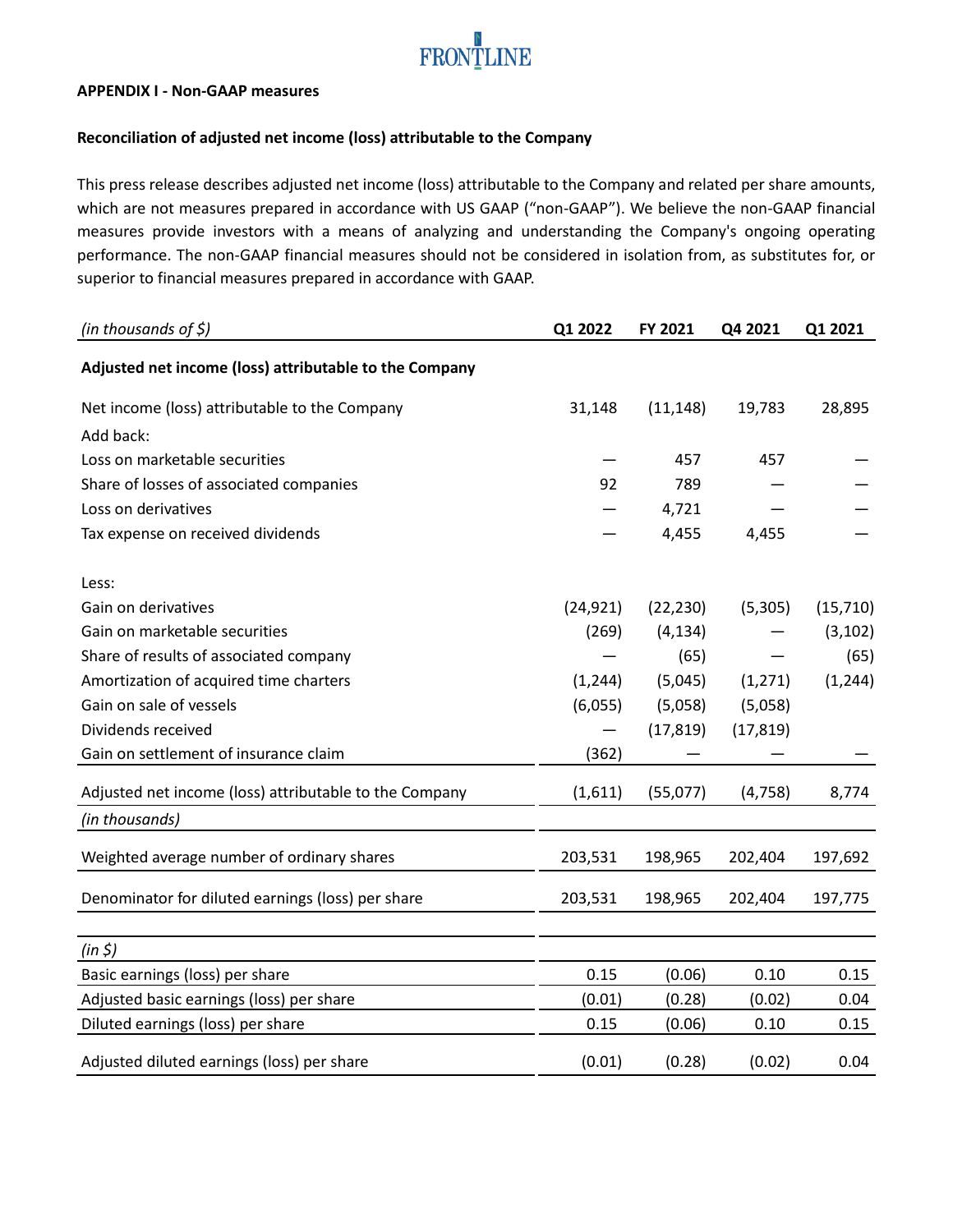**APPENDIX I - Non-GAAP measures**

**Reconciliation of adjusted net income (loss) attributable to the Company**

This press release describes adjusted net income (loss) attributable to the Company and related per share amounts, which are not measures prepared in accordance with US GAAP ("non-GAAP"). We believe the non-GAAP financial measures provide investors with a means of analyzing and understanding the Company's ongoing operating performance. The non-GAAP financial measures should not be considered in isolation from, as substitutes for, or superior to financial measures prepared in accordance with GAAP.

| *(in thousands of $)* | Q1 2022 | FY 2021 | Q4 2021 | Q1 2021 |
|---|---|---|---|---|
| **Adjusted net income (loss) attributable to the Company** | | | | |
| Net income (loss) attributable to the Company | 31,148 | (11,148) | 19,783 | 28,895 |
| Add back: | | | | |
| Loss on marketable securities | — | 457 | 457 | — |
| Share of losses of associated companies | 92 | 789 | — | — |
| Loss on derivatives | — | 4,721 | — | — |
| Tax expense on received dividends | — | 4,455 | 4,455 | — |
| Less: | | | | |
| Gain on derivatives | (24,921) | (22,230) | (5,305) | (15,710) |
| Gain on marketable securities | (269) | (4,134) | — | (3,102) |
| Share of results of associated company | — | (65) | — | (65) |
| Amortization of acquired time charters | (1,244) | (5,045) | (1,271) | (1,244) |
| Gain on sale of vessels | (6,055) | (5,058) | (5,058) | |
| Dividends received | — | (17,819) | (17,819) | |
| Gain on settlement of insurance claim | (362) | — | — | — |
| Adjusted net income (loss) attributable to the Company | (1,611) | (55,077) | (4,758) | 8,774 |
| *(in thousands)* | | | | |
| Weighted average number of ordinary shares | 203,531 | 198,965 | 202,404 | 197,692 |
| Denominator for diluted earnings (loss) per share | 203,531 | 198,965 | 202,404 | 197,775 |
| *(in $)* | | | | |
| Basic earnings (loss) per share | 0.15 | (0.06) | 0.10 | 0.15 |
| Adjusted basic earnings (loss) per share | (0.01) | (0.28) | (0.02) | 0.04 |
| Diluted earnings (loss) per share | 0.15 | (0.06) | 0.10 | 0.15 |
| Adjusted diluted earnings (loss) per share | (0.01) | (0.28) | (0.02) | 0.04 |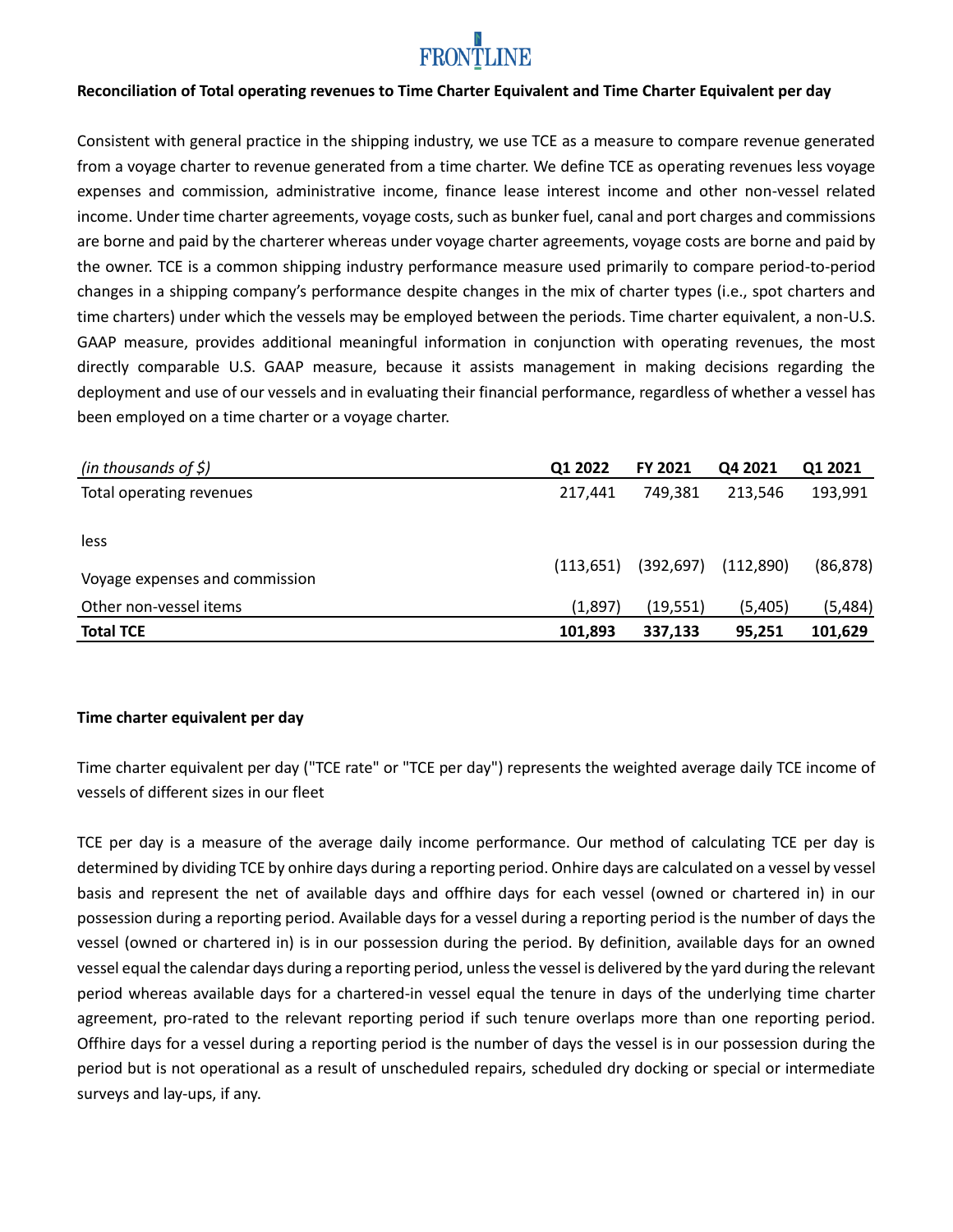**Reconciliation of Total operating revenues to Time Charter Equivalent and Time Charter Equivalent per day**

Consistent with general practice in the shipping industry, we use TCE as a measure to compare revenue generated from a voyage charter to revenue generated from a time charter. We define TCE as operating revenues less voyage expenses and commission, administrative income, finance lease interest income and other non-vessel related income. Under time charter agreements, voyage costs, such as bunker fuel, canal and port charges and commissions are borne and paid by the charterer whereas under voyage charter agreements, voyage costs are borne and paid by the owner. TCE is a common shipping industry performance measure used primarily to compare period-to-period changes in a shipping company's performance despite changes in the mix of charter types (i.e., spot charters and time charters) under which the vessels may be employed between the periods. Time charter equivalent, a non-U.S. GAAP measure, provides additional meaningful information in conjunction with operating revenues, the most directly comparable U.S. GAAP measure, because it assists management in making decisions regarding the deployment and use of our vessels and in evaluating their financial performance, regardless of whether a vessel has been employed on a time charter or a voyage charter.

| *(in thousands of $)* | Q1 2022 | FY 2021 | Q4 2021 | Q1 2021 |
|---|---|---|---|---|
| Total operating revenues | 217,441 | 749,381 | 213,546 | 193,991 |
| less | | | | |
| Voyage expenses and commission | (113,651) | (392,697) | (112,890) | (86,878) |
| Other non-vessel items | (1,897) | (19,551) | (5,405) | (5,484) |
| **Total TCE** | **101,893** | **337,133** | **95,251** | **101,629** |

**Time charter equivalent per day**

Time charter equivalent per day ("TCE rate" or "TCE per day") represents the weighted average daily TCE income of vessels of different sizes in our fleet

TCE per day is a measure of the average daily income performance. Our method of calculating TCE per day is determined by dividing TCE by onhire days during a reporting period. Onhire days are calculated on a vessel by vessel basis and represent the net of available days and offhire days for each vessel (owned or chartered in) in our possession during a reporting period. Available days for a vessel during a reporting period is the number of days the vessel (owned or chartered in) is in our possession during the period. By definition, available days for an owned vessel equal the calendar days during a reporting period, unless the vessel is delivered by the yard during the relevant period whereas available days for a chartered-in vessel equal the tenure in days of the underlying time charter agreement, pro-rated to the relevant reporting period if such tenure overlaps more than one reporting period. Offhire days for a vessel during a reporting period is the number of days the vessel is in our possession during the period but is not operational as a result of unscheduled repairs, scheduled dry docking or special or intermediate surveys and lay-ups, if any.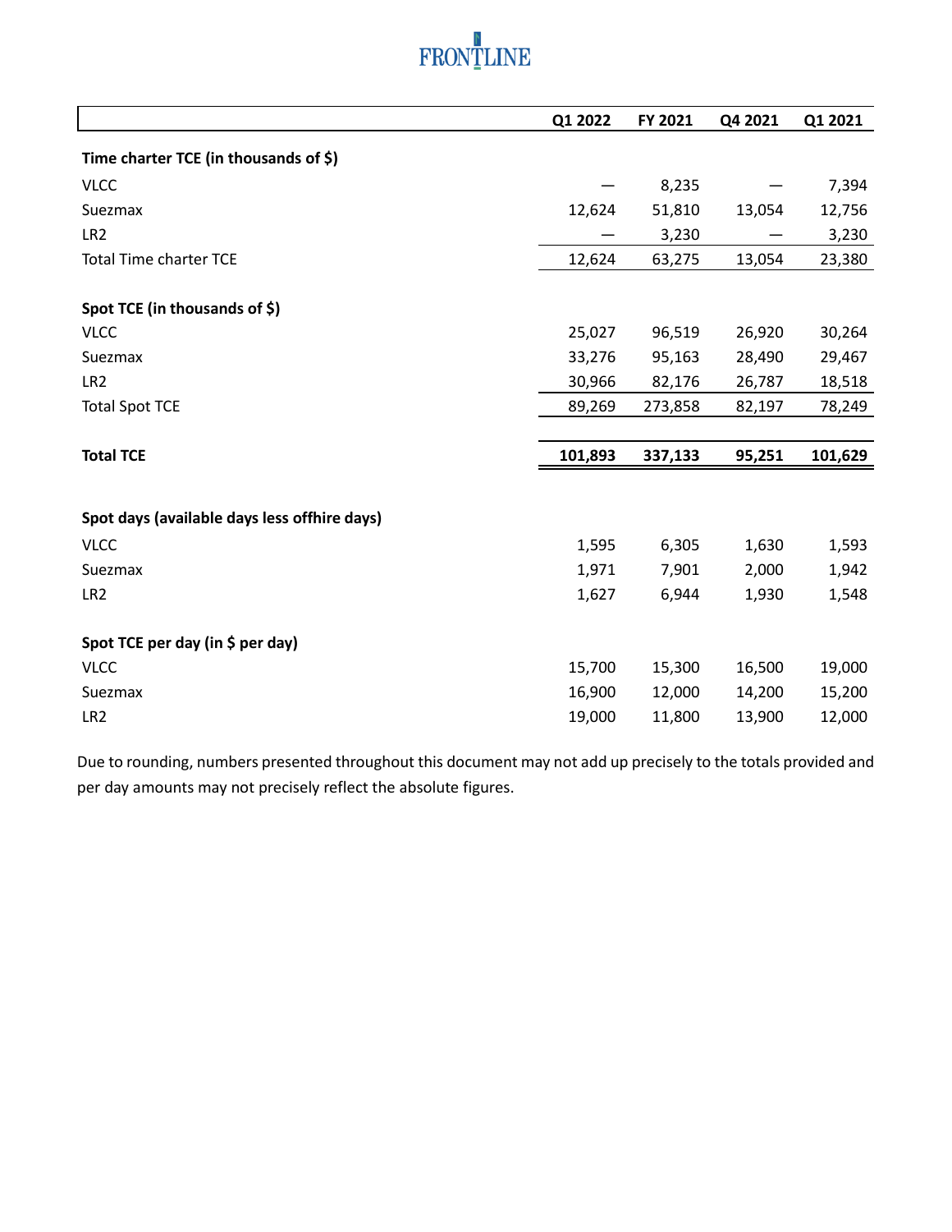| | Q1 2022 | FY 2021 | Q4 2021 | Q1 2021 |
|---|---|---|---|---|
| **Time charter TCE (in thousands of $)** | | | | |
| VLCC | — | 8,235 | — | 7,394 |
| Suezmax | 12,624 | 51,810 | 13,054 | 12,756 |
| LR2 | — | 3,230 | — | 3,230 |
| Total Time charter TCE | 12,624 | 63,275 | 13,054 | 23,380 |
| | | | | |
| **Spot TCE (in thousands of $)** | | | | |
| VLCC | 25,027 | 96,519 | 26,920 | 30,264 |
| Suezmax | 33,276 | 95,163 | 28,490 | 29,467 |
| LR2 | 30,966 | 82,176 | 26,787 | 18,518 |
| Total Spot TCE | 89,269 | 273,858 | 82,197 | 78,249 |
| | | | | |
| **Total TCE** | **101,893** | **337,133** | **95,251** | **101,629** |
| | | | | |
| **Spot days (available days less offhire days)** | | | | |
| VLCC | 1,595 | 6,305 | 1,630 | 1,593 |
| Suezmax | 1,971 | 7,901 | 2,000 | 1,942 |
| LR2 | 1,627 | 6,944 | 1,930 | 1,548 |
| | | | | |
| **Spot TCE per day (in $ per day)** | | | | |
| VLCC | 15,700 | 15,300 | 16,500 | 19,000 |
| Suezmax | 16,900 | 12,000 | 14,200 | 15,200 |
| LR2 | 19,000 | 11,800 | 13,900 | 12,000 |

Due to rounding, numbers presented throughout this document may not add up precisely to the totals provided and per day amounts may not precisely reflect the absolute figures.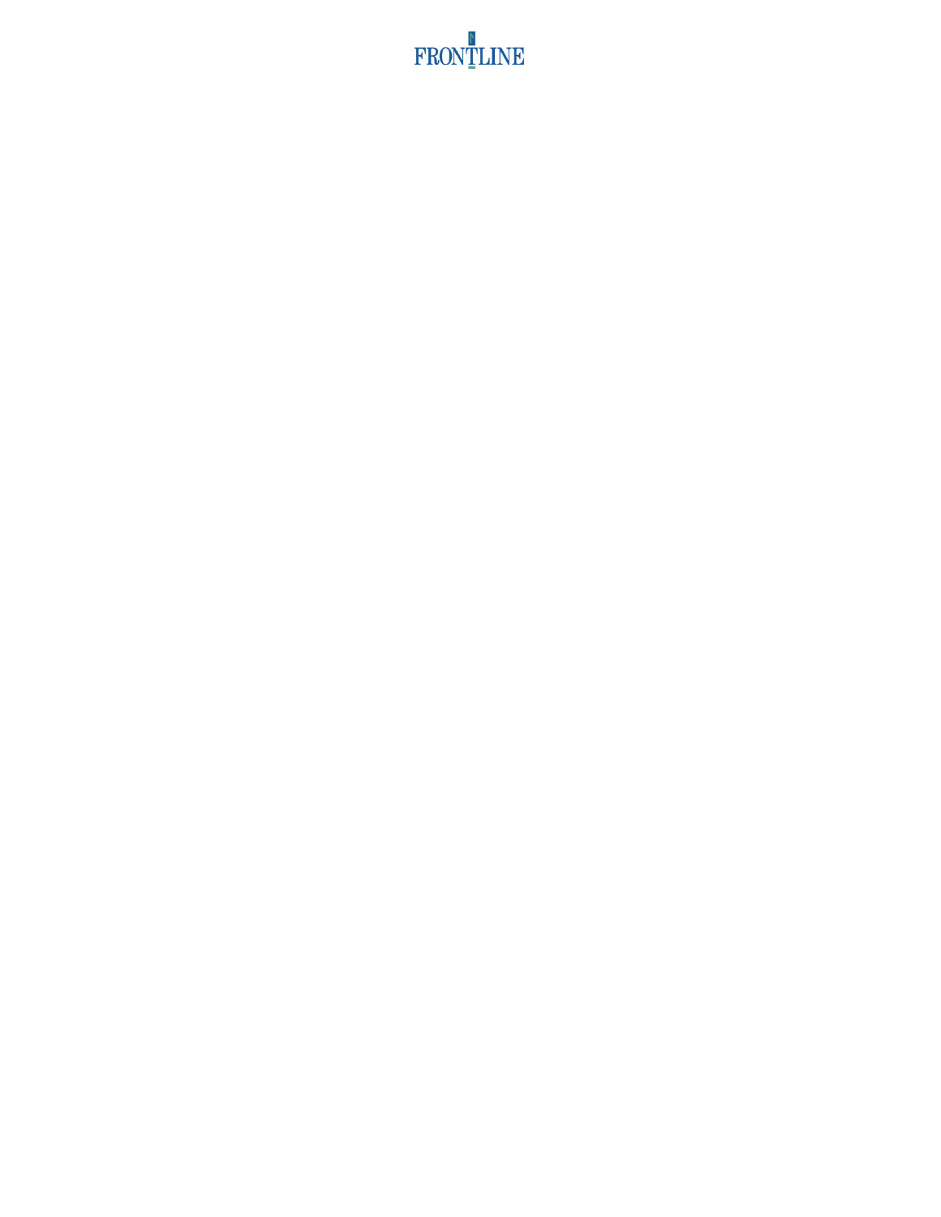FRONTLINE